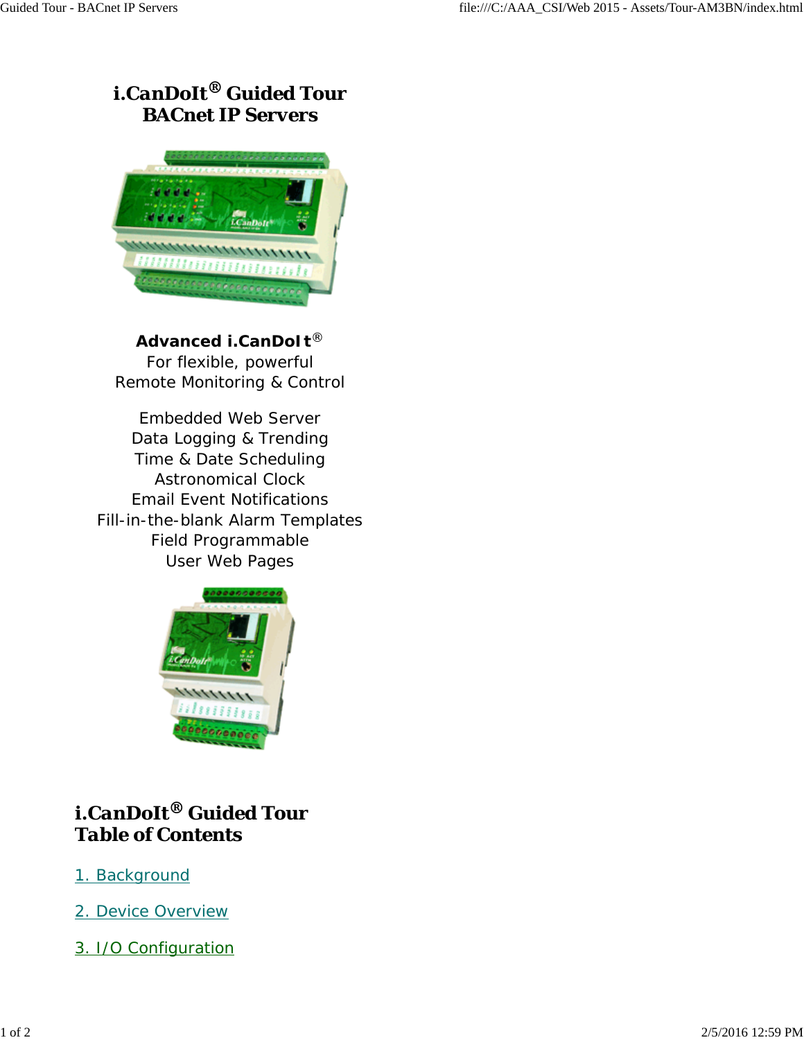# i.CanDoIt® Guided Tour
# BACnet IP Servers

**Advanced i.CanDoIt®**
For flexible, powerful
Remote Monitoring & Control

Embedded Web Server
Data Logging & Trending
Time & Date Scheduling
Astronomical Clock
Email Event Notifications
Fill-in-the-blank Alarm Templates
Field Programmable
User Web Pages

## i.CanDoIt® Guided Tour
## Table of Contents

1. Background

2. Device Overview

3. I/O Configuration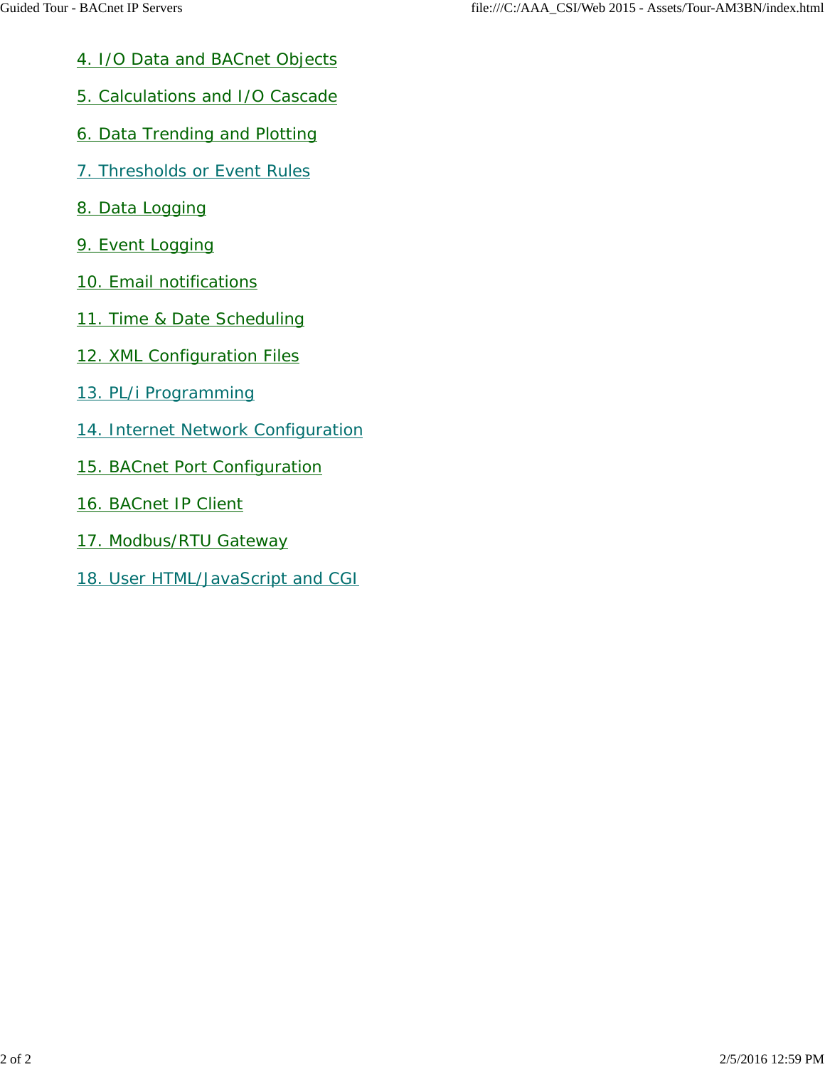4. I/O Data and BACnet Objects

5. Calculations and I/O Cascade

6. Data Trending and Plotting

7. Thresholds or Event Rules

8. Data Logging

9. Event Logging

10. Email notifications

11. Time & Date Scheduling

12. XML Configuration Files

13. PL/i Programming

14. Internet Network Configuration

15. BACnet Port Configuration

16. BACnet IP Client

17. Modbus/RTU Gateway

18. User HTML/JavaScript and CGI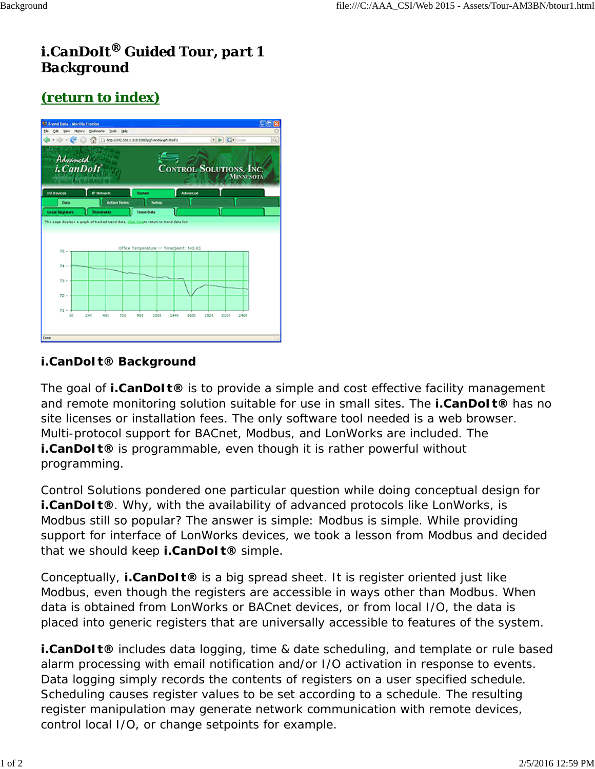# i.CanDoIt® Guided Tour, part 1 Background

## (return to index)

**i.CanDoIt® Background**

The goal of **i.CanDoIt®** is to provide a simple and cost effective facility management and remote monitoring solution suitable for use in small sites. The **i.CanDoIt®** has no site licenses or installation fees. The only software tool needed is a web browser. Multi-protocol support for BACnet, Modbus, and LonWorks are included. The **i.CanDoIt®** is programmable, even though it is rather powerful without programming.

Control Solutions pondered one particular question while doing conceptual design for **i.CanDoIt®**. Why, with the availability of advanced protocols like LonWorks, is Modbus still so popular? The answer is simple: Modbus is simple. While providing support for interface of LonWorks devices, we took a lesson from Modbus and decided that we should keep **i.CanDoIt®** simple.

Conceptually, **i.CanDoIt®** is a big spread sheet. It is register oriented just like Modbus, even though the registers are accessible in ways other than Modbus. When data is obtained from LonWorks or BACnet devices, or from local I/O, the data is placed into generic registers that are universally accessible to features of the system.

**i.CanDoIt®** includes data logging, time & date scheduling, and template or rule based alarm processing with email notification and/or I/O activation in response to events. Data logging simply records the contents of registers on a user specified schedule. Scheduling causes register values to be set according to a schedule. The resulting register manipulation may generate network communication with remote devices, control local I/O, or change setpoints for example.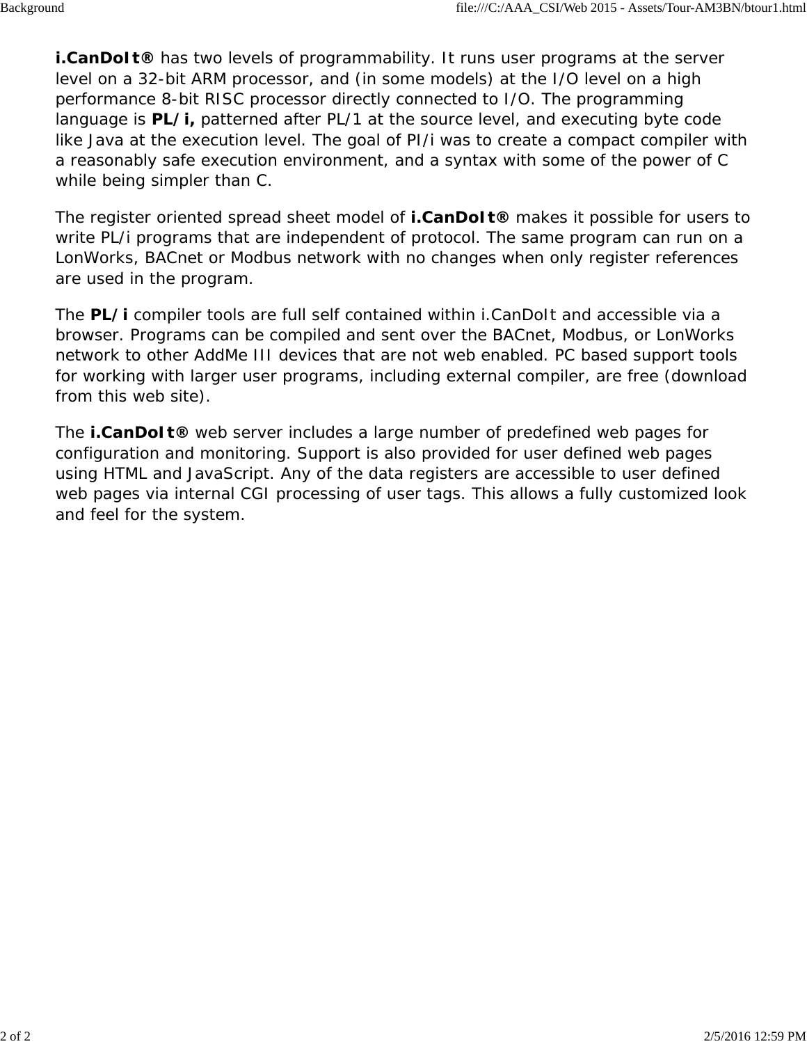**i.CanDoIt®** has two levels of programmability. It runs user programs at the server level on a 32-bit ARM processor, and (in some models) at the I/O level on a high performance 8-bit RISC processor directly connected to I/O. The programming language is **PL/i,** patterned after PL/1 at the source level, and executing byte code like Java at the execution level. The goal of PI/i was to create a compact compiler with a reasonably safe execution environment, and a syntax with some of the power of C while being simpler than C.

The register oriented spread sheet model of **i.CanDoIt®** makes it possible for users to write PL/i programs that are independent of protocol. The same program can run on a LonWorks, BACnet or Modbus network with no changes when only register references are used in the program.

The **PL/i** compiler tools are full self contained within i.CanDoIt and accessible via a browser. Programs can be compiled and sent over the BACnet, Modbus, or LonWorks network to other AddMe III devices that are not web enabled. PC based support tools for working with larger user programs, including external compiler, are free (download from this web site).

The **i.CanDoIt®** web server includes a large number of predefined web pages for configuration and monitoring. Support is also provided for user defined web pages using HTML and JavaScript. Any of the data registers are accessible to user defined web pages via internal CGI processing of user tags. This allows a fully customized look and feel for the system.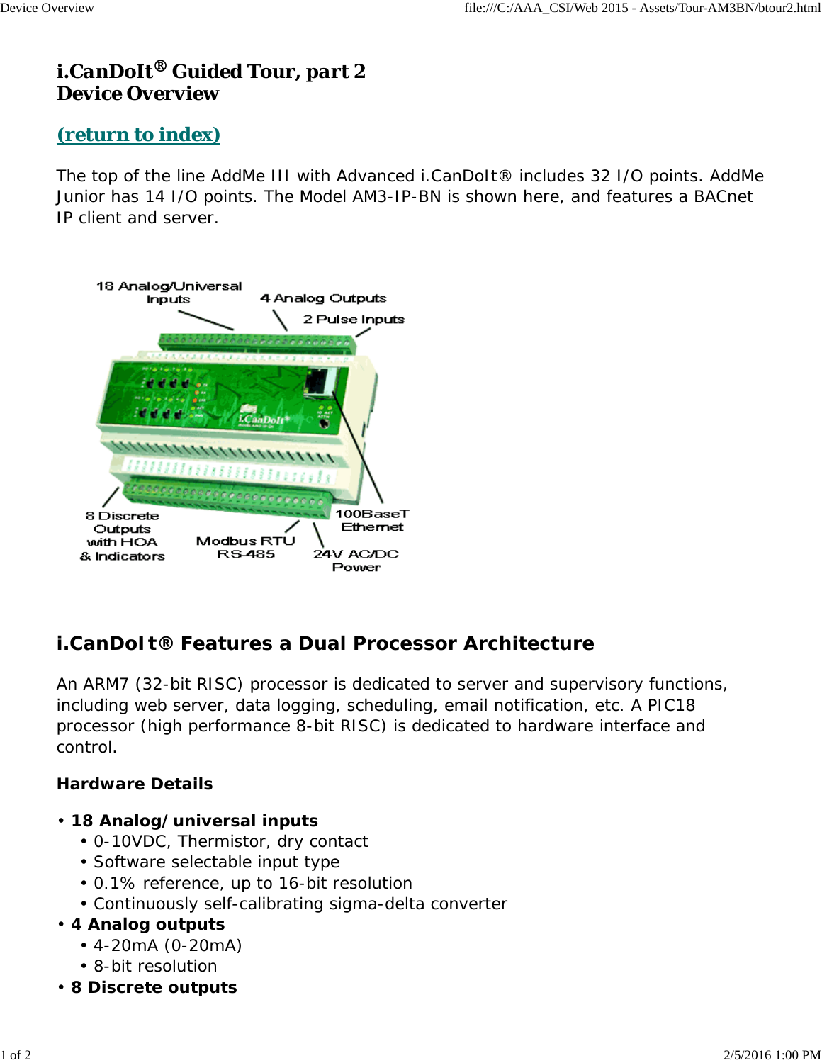# i.CanDoIt® Guided Tour, part 2
# Device Overview

## (return to index)

The top of the line AddMe III with Advanced i.CanDoIt® includes 32 I/O points. AddMe Junior has 14 I/O points. The Model AM3-IP-BN is shown here, and features a BACnet IP client and server.

18 Analog/Universal Inputs

4 Analog Outputs

2 Pulse Inputs

8 Discrete Outputs with HOA & Indicators

Modbus RTU RS-485

100BaseT Ethernet

24V AC/DC Power

## i.CanDoIt® Features a Dual Processor Architecture

An ARM7 (32-bit RISC) processor is dedicated to server and supervisory functions, including web server, data logging, scheduling, email notification, etc. A PIC18 processor (high performance 8-bit RISC) is dedicated to hardware interface and control.

**Hardware Details**

- **18 Analog/universal inputs**
  - 0-10VDC, Thermistor, dry contact
  - Software selectable input type
  - 0.1% reference, up to 16-bit resolution
  - Continuously self-calibrating sigma-delta converter
- **4 Analog outputs**
  - 4-20mA (0-20mA)
  - 8-bit resolution
- **8 Discrete outputs**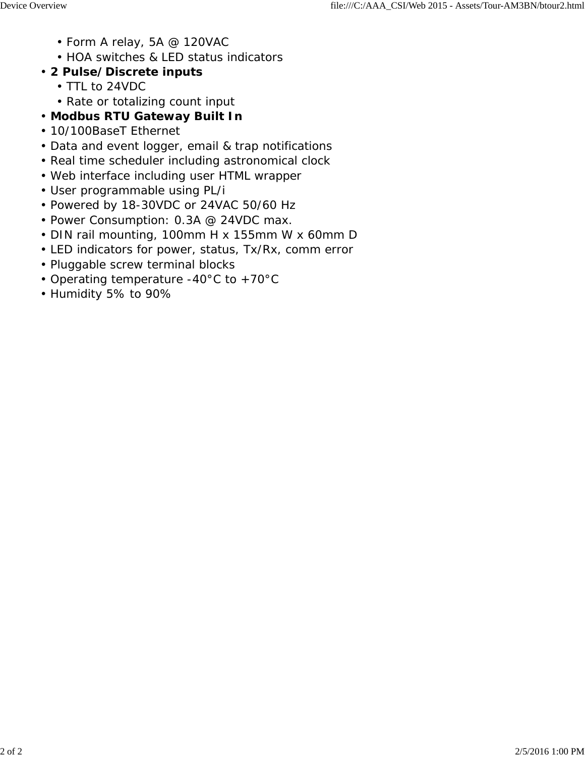- Form A relay, 5A @ 120VAC
  - HOA switches & LED status indicators
- **2 Pulse/Discrete inputs**
  - TTL to 24VDC
  - Rate or totalizing count input
- **Modbus RTU Gateway Built In**
- 10/100BaseT Ethernet
- Data and event logger, email & trap notifications
- Real time scheduler including astronomical clock
- Web interface including user HTML wrapper
- User programmable using PL/i
- Powered by 18-30VDC or 24VAC 50/60 Hz
- Power Consumption: 0.3A @ 24VDC max.
- DIN rail mounting, 100mm H x 155mm W x 60mm D
- LED indicators for power, status, Tx/Rx, comm error
- Pluggable screw terminal blocks
- Operating temperature -40°C to +70°C
- Humidity 5% to 90%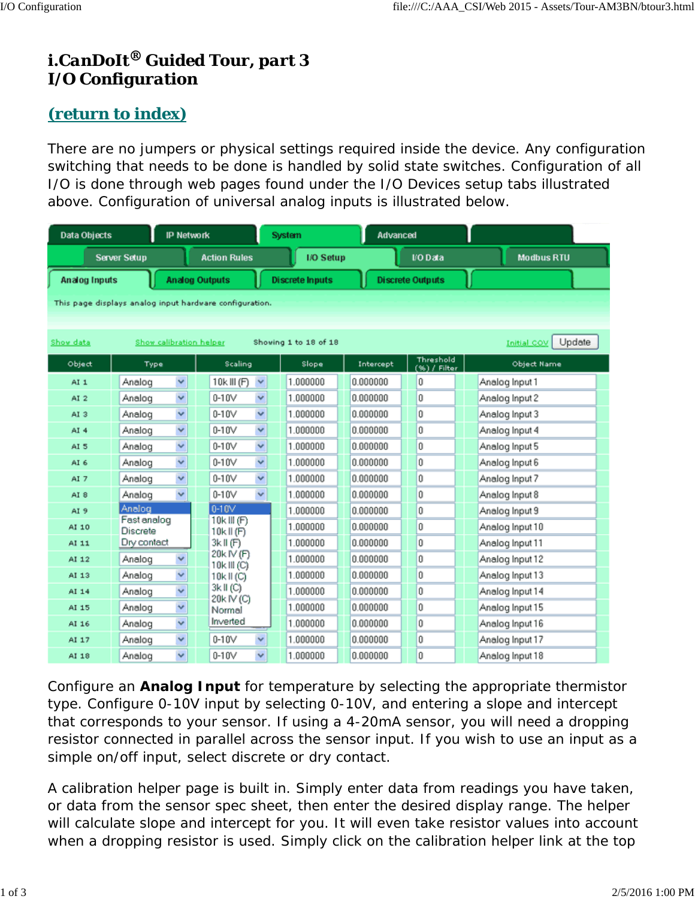# i.CanDoIt® Guided Tour, part 3
# I/O Configuration

## (return to index)

There are no jumpers or physical settings required inside the device. Any configuration switching that needs to be done is handled by solid state switches. Configuration of all I/O is done through web pages found under the I/O Devices setup tabs illustrated above. Configuration of universal analog inputs is illustrated below.

Data Objects | IP Network | System | Advanced

Server Setup | Action Rules | I/O Setup | I/O Data | Modbus RTU

Analog Inputs | Analog Outputs | Discrete Inputs | Discrete Outputs

This page displays analog input hardware configuration.

Show data    Show calibration helper    Showing 1 to 18 of 18    Initial COV    Update

| Object | Type | Scaling | Slope | Intercept | Threshold (%) / Filter | Object Name |
|---|---|---|---|---|---|---|
| AI 1 | Analog | 10k III (F) | 1.000000 | 0.000000 | 0 | Analog Input 1 |
| AI 2 | Analog | 0-10V | 1.000000 | 0.000000 | 0 | Analog Input 2 |
| AI 3 | Analog | 0-10V | 1.000000 | 0.000000 | 0 | Analog Input 3 |
| AI 4 | Analog | 0-10V | 1.000000 | 0.000000 | 0 | Analog Input 4 |
| AI 5 | Analog | 0-10V | 1.000000 | 0.000000 | 0 | Analog Input 5 |
| AI 6 | Analog | 0-10V | 1.000000 | 0.000000 | 0 | Analog Input 6 |
| AI 7 | Analog | 0-10V | 1.000000 | 0.000000 | 0 | Analog Input 7 |
| AI 8 | Analog | 0-10V | 1.000000 | 0.000000 | 0 | Analog Input 8 |
| AI 9 | Analog / Fast analog / Discrete / Dry contact | 0-10V / 10k III (F) / 10k II (F) / 3k II (F) / 20k IV (F) / 10k III (C) / 10k II (C) / 3k II (C) / 20k IV (C) / Normal / Inverted | 1.000000 | 0.000000 | 0 | Analog Input 9 |
| AI 10 | | | 1.000000 | 0.000000 | 0 | Analog Input 10 |
| AI 11 | | | 1.000000 | 0.000000 | 0 | Analog Input 11 |
| AI 12 | Analog | | 1.000000 | 0.000000 | 0 | Analog Input 12 |
| AI 13 | Analog | | 1.000000 | 0.000000 | 0 | Analog Input 13 |
| AI 14 | Analog | | 1.000000 | 0.000000 | 0 | Analog Input 14 |
| AI 15 | Analog | | 1.000000 | 0.000000 | 0 | Analog Input 15 |
| AI 16 | Analog | | 1.000000 | 0.000000 | 0 | Analog Input 16 |
| AI 17 | Analog | 0-10V | 1.000000 | 0.000000 | 0 | Analog Input 17 |
| AI 18 | Analog | 0-10V | 1.000000 | 0.000000 | 0 | Analog Input 18 |

Configure an **Analog Input** for temperature by selecting the appropriate thermistor type. Configure 0-10V input by selecting 0-10V, and entering a slope and intercept that corresponds to your sensor. If using a 4-20mA sensor, you will need a dropping resistor connected in parallel across the sensor input. If you wish to use an input as a simple on/off input, select discrete or dry contact.

A calibration helper page is built in. Simply enter data from readings you have taken, or data from the sensor spec sheet, then enter the desired display range. The helper will calculate slope and intercept for you. It will even take resistor values into account when a dropping resistor is used. Simply click on the calibration helper link at the top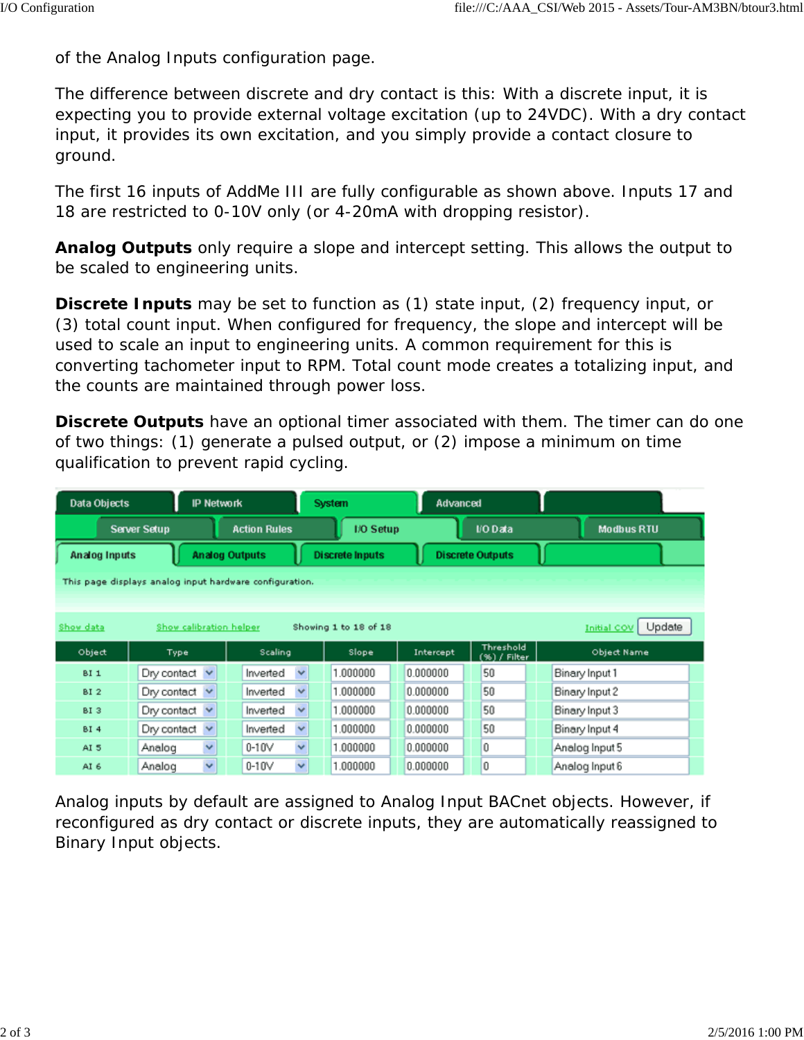of the Analog Inputs configuration page.

The difference between discrete and dry contact is this: With a discrete input, it is expecting you to provide external voltage excitation (up to 24VDC). With a dry contact input, it provides its own excitation, and you simply provide a contact closure to ground.

The first 16 inputs of AddMe III are fully configurable as shown above. Inputs 17 and 18 are restricted to 0-10V only (or 4-20mA with dropping resistor).

**Analog Outputs** only require a slope and intercept setting. This allows the output to be scaled to engineering units.

**Discrete Inputs** may be set to function as (1) state input, (2) frequency input, or (3) total count input. When configured for frequency, the slope and intercept will be used to scale an input to engineering units. A common requirement for this is converting tachometer input to RPM. Total count mode creates a totalizing input, and the counts are maintained through power loss.

**Discrete Outputs** have an optional timer associated with them. The timer can do one of two things: (1) generate a pulsed output, or (2) impose a minimum on time qualification to prevent rapid cycling.

Data Objects | IP Network | System | Advanced

Server Setup | Action Rules | I/O Setup | I/O Data | Modbus RTU

Analog Inputs | Analog Outputs | Discrete Inputs | Discrete Outputs

This page displays analog input hardware configuration.

Show data    Show calibration helper    Showing 1 to 18 of 18    Initial COV    Update

| Object | Type | Scaling | Slope | Intercept | Threshold (%) / Filter | Object Name |
|---|---|---|---|---|---|---|
| BI 1 | Dry contact | Inverted | 1.000000 | 0.000000 | 50 | Binary Input 1 |
| BI 2 | Dry contact | Inverted | 1.000000 | 0.000000 | 50 | Binary Input 2 |
| BI 3 | Dry contact | Inverted | 1.000000 | 0.000000 | 50 | Binary Input 3 |
| BI 4 | Dry contact | Inverted | 1.000000 | 0.000000 | 50 | Binary Input 4 |
| AI 5 | Analog | 0-10V | 1.000000 | 0.000000 | 0 | Analog Input 5 |
| AI 6 | Analog | 0-10V | 1.000000 | 0.000000 | 0 | Analog Input 6 |

Analog inputs by default are assigned to Analog Input BACnet objects. However, if reconfigured as dry contact or discrete inputs, they are automatically reassigned to Binary Input objects.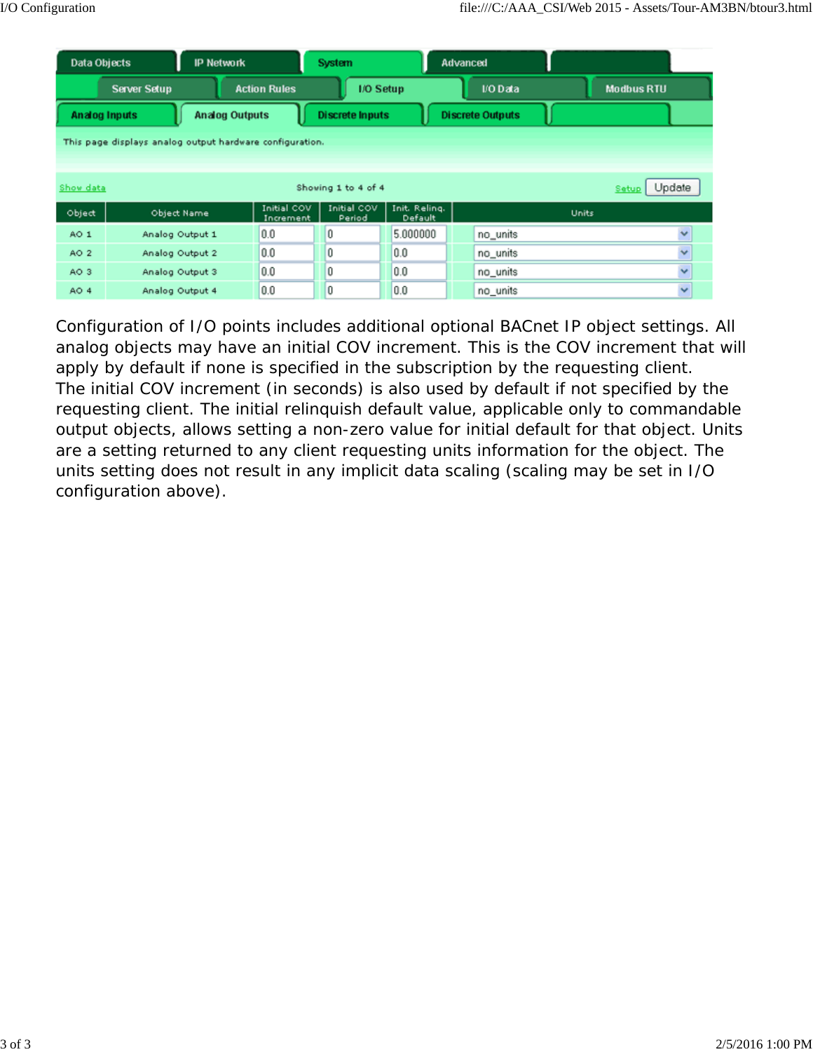Data Objects | IP Network | System | Advanced

Server Setup | Action Rules | I/O Setup | I/O Data | Modbus RTU

Analog Inputs | Analog Outputs | Discrete Inputs | Discrete Outputs

This page displays analog output hardware configuration.

Show data — Showing 1 to 4 of 4 — Setup — Update

| Object | Object Name | Initial COV Increment | Initial COV Period | Init. Relinq. Default | Units |
|---|---|---|---|---|---|
| AO 1 | Analog Output 1 | 0.0 | 0 | 5.000000 | no_units |
| AO 2 | Analog Output 2 | 0.0 | 0 | 0.0 | no_units |
| AO 3 | Analog Output 3 | 0.0 | 0 | 0.0 | no_units |
| AO 4 | Analog Output 4 | 0.0 | 0 | 0.0 | no_units |

Configuration of I/O points includes additional optional BACnet IP object settings. All analog objects may have an initial COV increment. This is the COV increment that will apply by default if none is specified in the subscription by the requesting client. The initial COV increment (in seconds) is also used by default if not specified by the requesting client. The initial relinquish default value, applicable only to commandable output objects, allows setting a non-zero value for initial default for that object. Units are a setting returned to any client requesting units information for the object. The units setting does not result in any implicit data scaling (scaling may be set in I/O configuration above).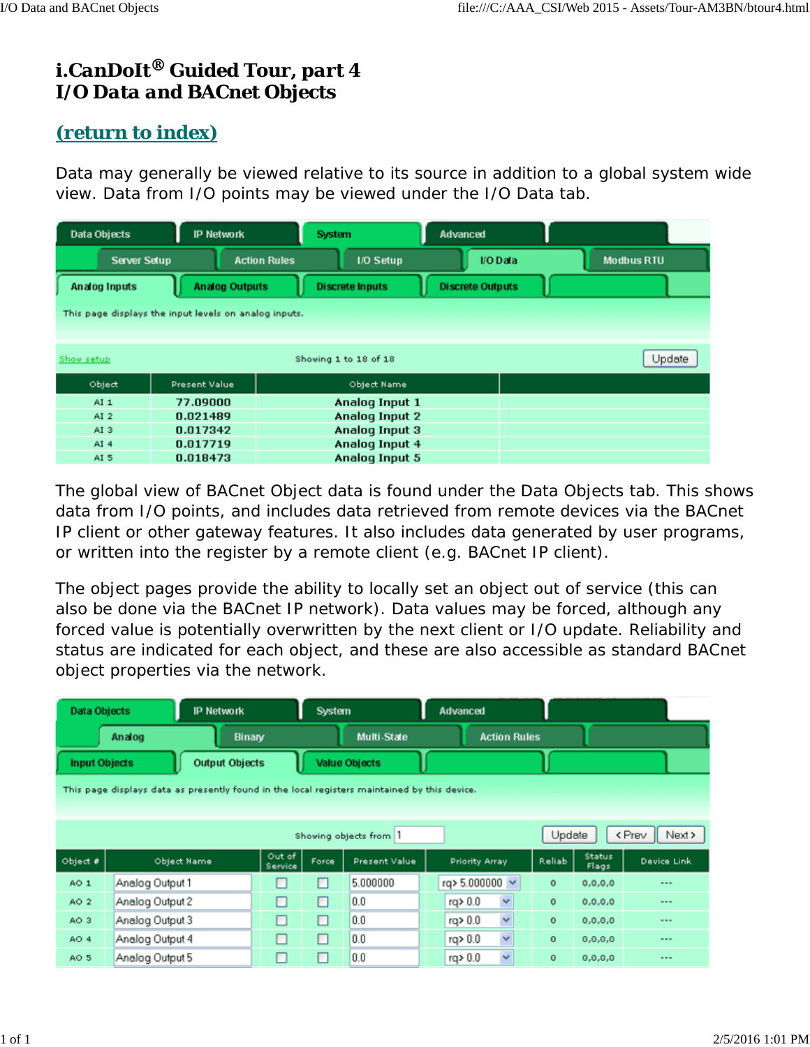# i.CanDoIt® Guided Tour, part 4
# I/O Data and BACnet Objects

## (return to index)

Data may generally be viewed relative to its source in addition to a global system wide view. Data from I/O points may be viewed under the I/O Data tab.

Data Objects | IP Network | System | Advanced

Server Setup | Action Rules | I/O Setup | I/O Data | Modbus RTU

Analog Inputs | Analog Outputs | Discrete Inputs | Discrete Outputs

This page displays the input levels on analog inputs.

Show setup — Showing 1 to 18 of 18 — Update

| Object | Present Value | Object Name | |
|---|---|---|---|
| AI 1 | 77.09000 | Analog Input 1 | |
| AI 2 | 0.021489 | Analog Input 2 | |
| AI 3 | 0.017342 | Analog Input 3 | |
| AI 4 | 0.017719 | Analog Input 4 | |
| AI 5 | 0.018473 | Analog Input 5 | |

The global view of BACnet Object data is found under the Data Objects tab. This shows data from I/O points, and includes data retrieved from remote devices via the BACnet IP client or other gateway features. It also includes data generated by user programs, or written into the register by a remote client (e.g. BACnet IP client).

The object pages provide the ability to locally set an object out of service (this can also be done via the BACnet IP network). Data values may be forced, although any forced value is potentially overwritten by the next client or I/O update. Reliability and status are indicated for each object, and these are also accessible as standard BACnet object properties via the network.

Data Objects | IP Network | System | Advanced

Analog | Binary | Multi-State | Action Rules

Input Objects | Output Objects | Value Objects

This page displays data as presently found in the local registers maintained by this device.

Showing objects from 1 — Update — < Prev — Next >

| Object # | Object Name | Out of Service | Force | Present Value | Priority Array | Reliab | Status Flags | Device Link |
|---|---|---|---|---|---|---|---|---|
| AO 1 | Analog Output 1 | ☐ | ☐ | 5.000000 | rq> 5.000000 | 0 | 0,0,0,0 | --- |
| AO 2 | Analog Output 2 | ☐ | ☐ | 0.0 | rq> 0.0 | 0 | 0,0,0,0 | --- |
| AO 3 | Analog Output 3 | ☐ | ☐ | 0.0 | rq> 0.0 | 0 | 0,0,0,0 | --- |
| AO 4 | Analog Output 4 | ☐ | ☐ | 0.0 | rq> 0.0 | 0 | 0,0,0,0 | --- |
| AO 5 | Analog Output 5 | ☐ | ☐ | 0.0 | rq> 0.0 | 0 | 0,0,0,0 | --- |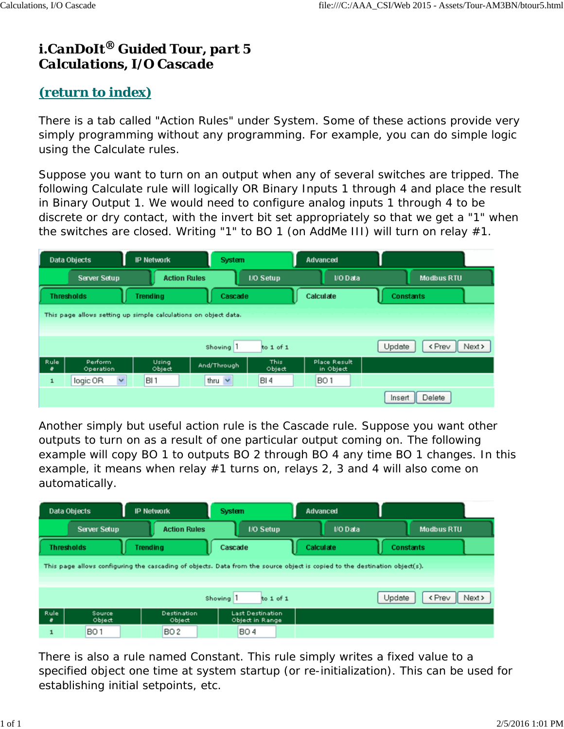# i.CanDoIt® Guided Tour, part 5
# Calculations, I/O Cascade

## (return to index)

There is a tab called "Action Rules" under System. Some of these actions provide very simply programming without any programming. For example, you can do simple logic using the Calculate rules.

Suppose you want to turn on an output when any of several switches are tripped. The following Calculate rule will logically OR Binary Inputs 1 through 4 and place the result in Binary Output 1. We would need to configure analog inputs 1 through 4 to be discrete or dry contact, with the invert bit set appropriately so that we get a "1" when the switches are closed. Writing "1" to BO 1 (on AddMe III) will turn on relay #1.

Data Objects | IP Network | System | Advanced

Server Setup | Action Rules | I/O Setup | I/O Data | Modbus RTU

Thresholds | Trending | Cascade | Calculate | Constants

This page allows setting up simple calculations on object data.

Showing 1 to 1 of 1 — Update — < Prev — Next >

| Rule # | Perform Operation | Using Object | And/Through | This Object | Place Result in Object |
|---|---|---|---|---|---|
| 1 | logic OR | BI 1 | thru | BI 4 | BO 1 |

Insert — Delete

Another simply but useful action rule is the Cascade rule. Suppose you want other outputs to turn on as a result of one particular output coming on. The following example will copy BO 1 to outputs BO 2 through BO 4 any time BO 1 changes. In this example, it means when relay #1 turns on, relays 2, 3 and 4 will also come on automatically.

Data Objects | IP Network | System | Advanced

Server Setup | Action Rules | I/O Setup | I/O Data | Modbus RTU

Thresholds | Trending | Cascade | Calculate | Constants

This page allows configuring the cascading of objects. Data from the source object is copied to the destination object(s).

Showing 1 to 1 of 1 — Update — < Prev — Next >

| Rule # | Source Object | Destination Object | Last Destination Object in Range |
|---|---|---|---|
| 1 | BO 1 | BO 2 | BO 4 |

There is also a rule named Constant. This rule simply writes a fixed value to a specified object one time at system startup (or re-initialization). This can be used for establishing initial setpoints, etc.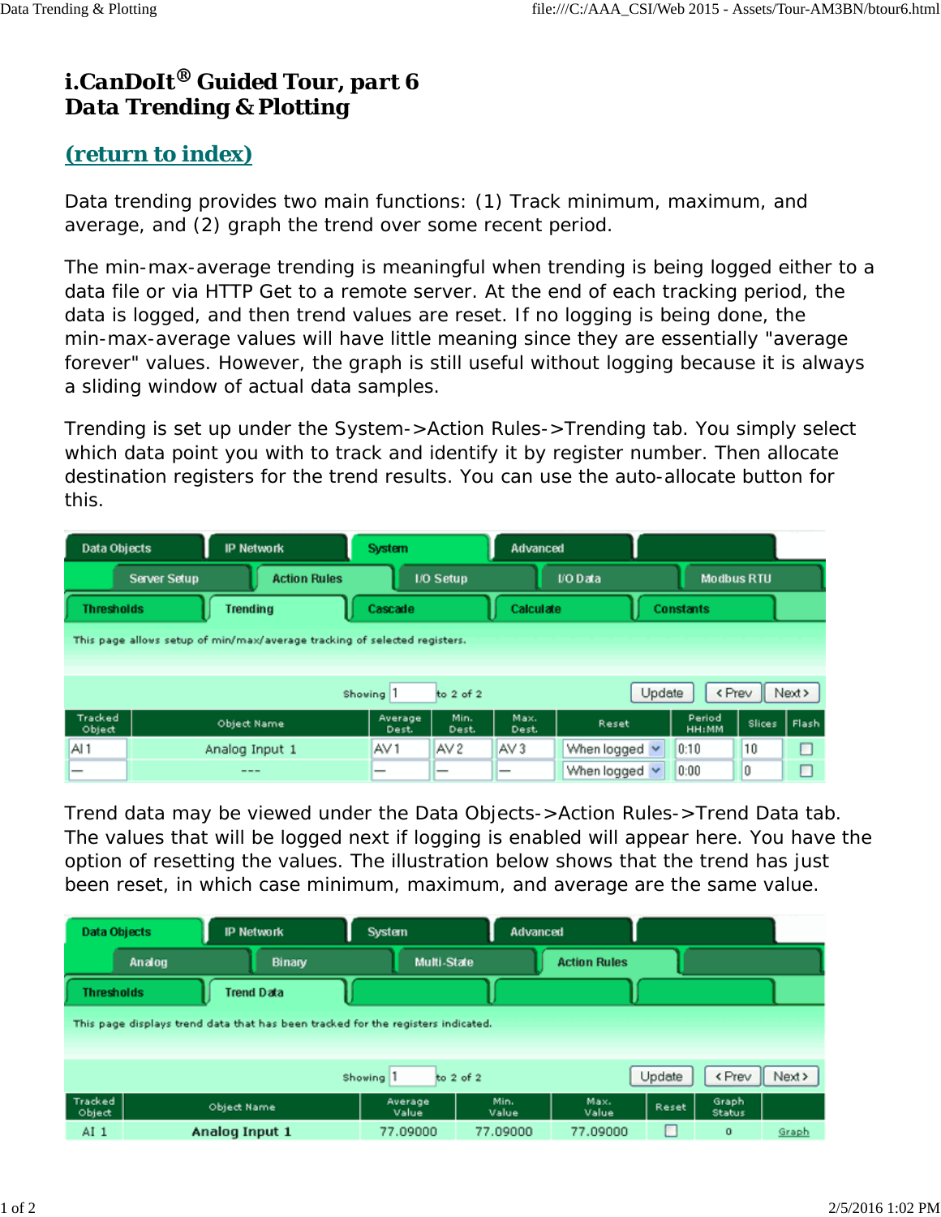# i.CanDoIt® Guided Tour, part 6
# Data Trending & Plotting

## (return to index)

Data trending provides two main functions: (1) Track minimum, maximum, and average, and (2) graph the trend over some recent period.

The min-max-average trending is meaningful when trending is being logged either to a data file or via HTTP Get to a remote server. At the end of each tracking period, the data is logged, and then trend values are reset. If no logging is being done, the min-max-average values will have little meaning since they are essentially "average forever" values. However, the graph is still useful without logging because it is always a sliding window of actual data samples.

Trending is set up under the System->Action Rules->Trending tab. You simply select which data point you with to track and identify it by register number. Then allocate destination registers for the trend results. You can use the auto-allocate button for this.

Data Objects | IP Network | System | Advanced

Server Setup | Action Rules | I/O Setup | I/O Data | Modbus RTU

Thresholds | Trending | Cascade | Calculate | Constants

This page allows setup of min/max/average tracking of selected registers.

Showing 1 to 2 of 2 — Update | < Prev | Next >

| Tracked Object | Object Name | Average Dest. | Min. Dest. | Max. Dest. | Reset | Period HH:MM | Slices | Flash |
|---|---|---|---|---|---|---|---|---|
| AI 1 | Analog Input 1 | AV 1 | AV 2 | AV 3 | When logged | 0:10 | 10 | ☐ |
| — | --- | — | — | — | When logged | 0:00 | 0 | ☐ |

Trend data may be viewed under the Data Objects->Action Rules->Trend Data tab. The values that will be logged next if logging is enabled will appear here. You have the option of resetting the values. The illustration below shows that the trend has just been reset, in which case minimum, maximum, and average are the same value.

Data Objects | IP Network | System | Advanced

Analog | Binary | Multi-State | Action Rules

Thresholds | Trend Data

This page displays trend data that has been tracked for the registers indicated.

Showing 1 to 2 of 2 — Update | < Prev | Next >

| Tracked Object | Object Name | Average Value | Min. Value | Max. Value | Reset | Graph Status | |
|---|---|---|---|---|---|---|---|
| AI 1 | Analog Input 1 | 77.09000 | 77.09000 | 77.09000 | ☐ | 0 | Graph |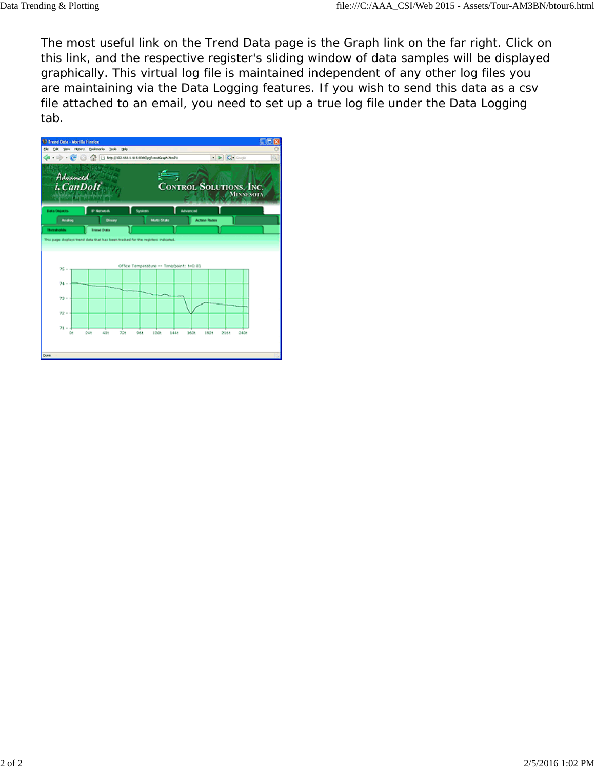The most useful link on the Trend Data page is the Graph link on the far right. Click on this link, and the respective register's sliding window of data samples will be displayed graphically. This virtual log file is maintained independent of any other log files you are maintaining via the Data Logging features. If you wish to send this data as a csv file attached to an email, you need to set up a true log file under the Data Logging tab.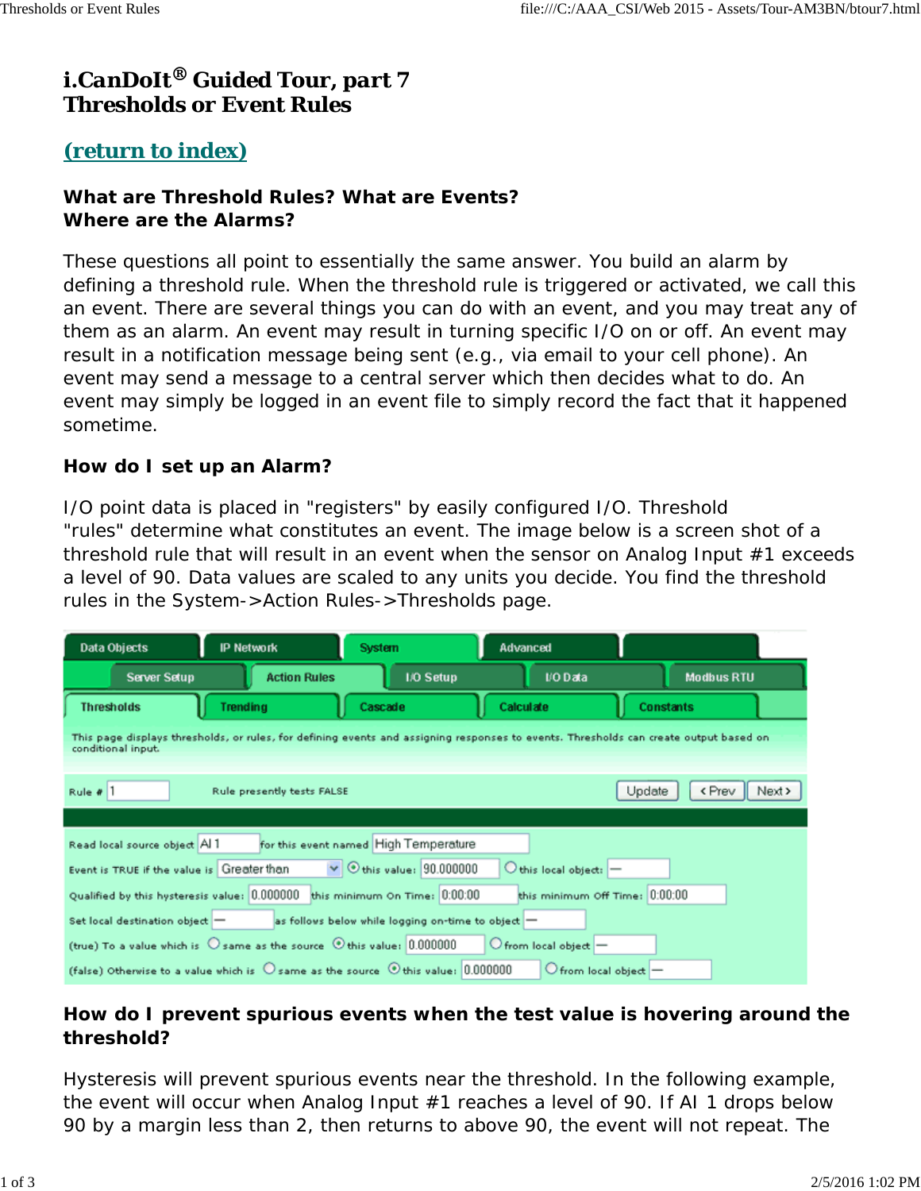# i.CanDoIt® Guided Tour, part 7
# Thresholds or Event Rules

## (return to index)

### What are Threshold Rules? What are Events?
### Where are the Alarms?

These questions all point to essentially the same answer. You build an alarm by defining a threshold rule. When the threshold rule is triggered or activated, we call this an event. There are several things you can do with an event, and you may treat any of them as an alarm. An event may result in turning specific I/O on or off. An event may result in a notification message being sent (e.g., via email to your cell phone). An event may send a message to a central server which then decides what to do. An event may simply be logged in an event file to simply record the fact that it happened sometime.

### How do I set up an Alarm?

I/O point data is placed in "registers" by easily configured I/O. Threshold "rules" determine what constitutes an event. The image below is a screen shot of a threshold rule that will result in an event when the sensor on Analog Input #1 exceeds a level of 90. Data values are scaled to any units you decide. You find the threshold rules in the System->Action Rules->Thresholds page.

Data Objects | IP Network | System | Advanced

Server Setup | Action Rules | I/O Setup | I/O Data | Modbus RTU

Thresholds | Trending | Cascade | Calculate | Constants

This page displays thresholds, or rules, for defining events and assigning responses to events. Thresholds can create output based on conditional input.

Rule # 1 Rule presently tests FALSE Update < Prev Next >

Read local source object AI 1 for this event named High Temperature

Event is TRUE if the value is Greater than ⦿ this value: 90.000000 ○ this local object: --

Qualified by this hysteresis value: 0.000000 this minimum On Time: 0:00:00 this minimum Off Time: 0:00:00

Set local destination object -- as follows below while logging on-time to object --

(true) To a value which is ○ same as the source ⦿ this value: 0.000000 ○ from local object --

(false) Otherwise to a value which is ○ same as the source ⦿ this value: 0.000000 ○ from local object --

### How do I prevent spurious events when the test value is hovering around the threshold?

Hysteresis will prevent spurious events near the threshold. In the following example, the event will occur when Analog Input #1 reaches a level of 90. If AI 1 drops below 90 by a margin less than 2, then returns to above 90, the event will not repeat. The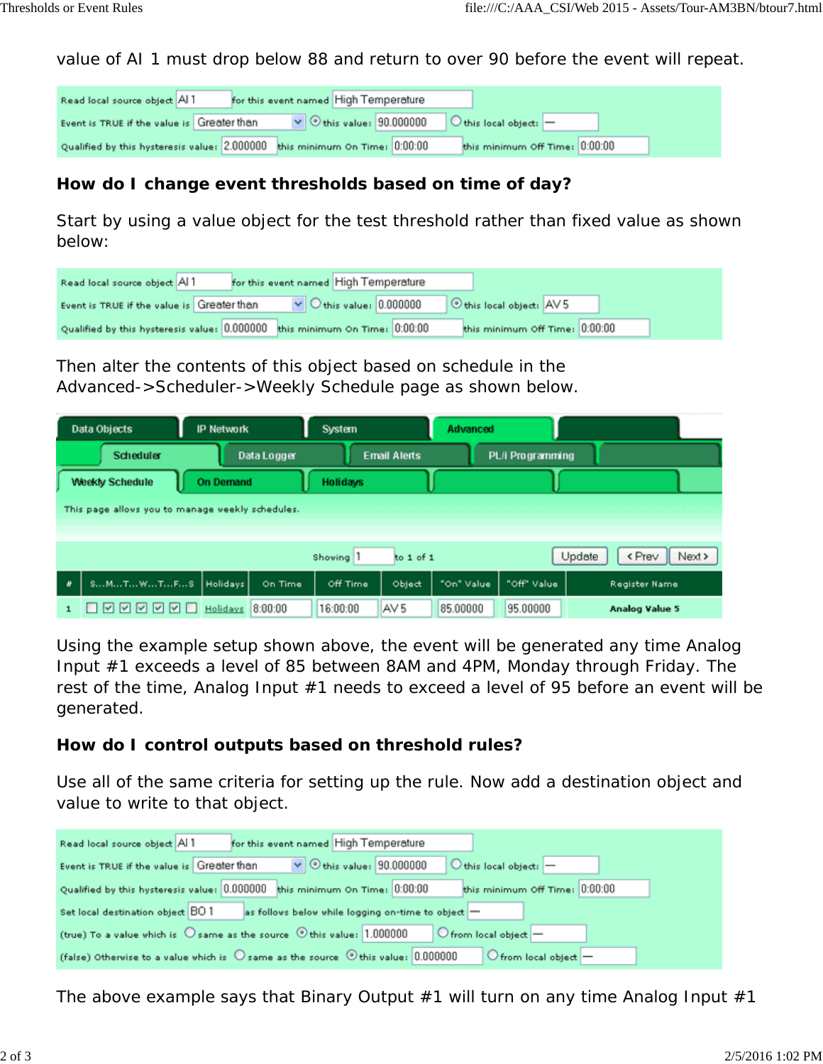value of AI 1 must drop below 88 and return to over 90 before the event will repeat.

| | | | | | |
|---|---|---|---|---|---|
| Read local source object | AI 1 | for this event named | High Temperature | | |
| Event is TRUE if the value is | Greater than | ◉ this value: | 90.000000 | ○ this local object: | — |
| Qualified by this hysteresis value: | 2.000000 | this minimum On Time: | 0:00:00 | this minimum Off Time: | 0:00:00 |

### How do I change event thresholds based on time of day?

Start by using a value object for the test threshold rather than fixed value as shown below:

| | | | | | |
|---|---|---|---|---|---|
| Read local source object | AI 1 | for this event named | High Temperature | | |
| Event is TRUE if the value is | Greater than | ○ this value: | 0.000000 | ◉ this local object: | AV 5 |
| Qualified by this hysteresis value: | 0.000000 | this minimum On Time: | 0:00:00 | this minimum Off Time: | 0:00:00 |

Then alter the contents of this object based on schedule in the Advanced->Scheduler->Weekly Schedule page as shown below.

Data Objects | IP Network | System | Advanced

Scheduler | Data Logger | Email Alerts | PL/i Programming

Weekly Schedule | On Demand | Holidays

This page allows you to manage weekly schedules.

Showing 1 to 1 of 1 [Update] [< Prev] [Next >]

| # | S...M...T...W...T...F...S | Holidays | On Time | Off Time | Object | "On" Value | "Off" Value | Register Name |
|---|---|---|---|---|---|---|---|---|
| 1 | ☐ ☑ ☑ ☑ ☑ ☑ ☐ | Holidays | 8:00:00 | 16:00:00 | AV 5 | 85.00000 | 95.00000 | Analog Value 5 |

Using the example setup shown above, the event will be generated any time Analog Input #1 exceeds a level of 85 between 8AM and 4PM, Monday through Friday. The rest of the time, Analog Input #1 needs to exceed a level of 95 before an event will be generated.

### How do I control outputs based on threshold rules?

Use all of the same criteria for setting up the rule. Now add a destination object and value to write to that object.

| | | | | | | | |
|---|---|---|---|---|---|---|---|
| Read local source object | AI 1 | for this event named | High Temperature | | | | |
| Event is TRUE if the value is | Greater than | ◉ this value: | 90.000000 | ○ this local object: | — | | |
| Qualified by this hysteresis value: | 0.000000 | this minimum On Time: | 0:00:00 | this minimum Off Time: | 0:00:00 | | |
| Set local destination object | BO 1 | as follows below while logging on-time to object | — | | | | |
| (true) To a value which is | ○ same as the source | ◉ this value: | 1.000000 | ○ from local object | — | | |
| (false) Otherwise to a value which is | ○ same as the source | ◉ this value: | 0.000000 | ○ from local object | — | | |

The above example says that Binary Output #1 will turn on any time Analog Input #1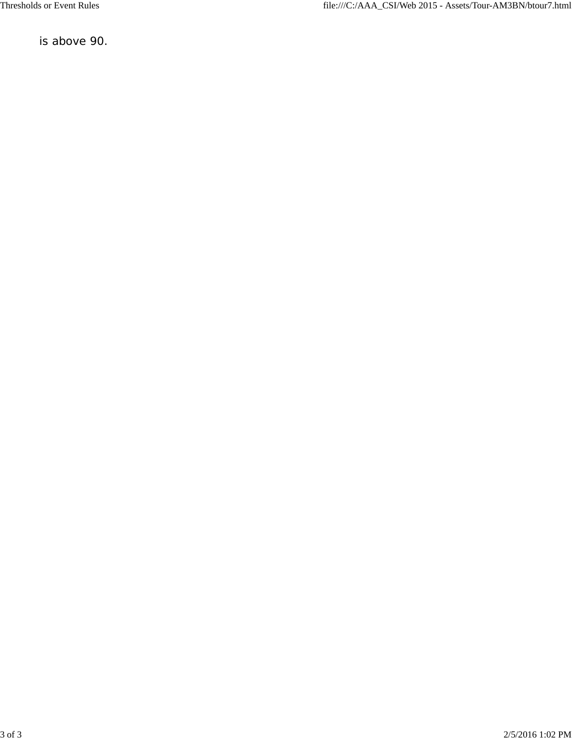is above 90.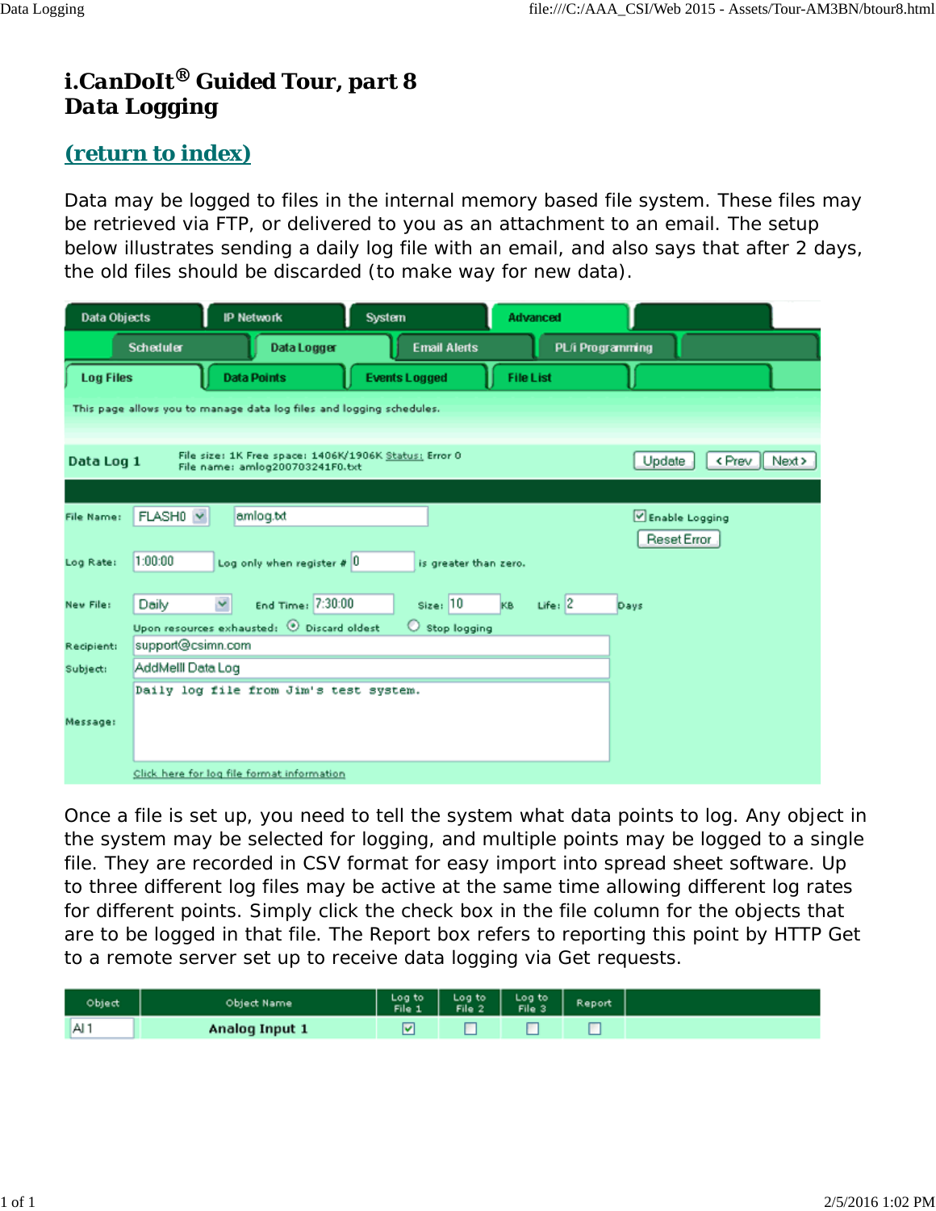# i.CanDoIt® Guided Tour, part 8
# Data Logging

## (return to index)

Data may be logged to files in the internal memory based file system. These files may be retrieved via FTP, or delivered to you as an attachment to an email. The setup below illustrates sending a daily log file with an email, and also says that after 2 days, the old files should be discarded (to make way for new data).

Data Objects | IP Network | System | Advanced

Scheduler | Data Logger | Email Alerts | PL/i Programming

Log Files | Data Points | Events Logged | File List

This page allows you to manage data log files and logging schedules.

**Data Log 1** File size: 1K Free space: 1406K/1906K Status: Error 0
File name: amlog200703241F0.txt
Update | < Prev | Next >

File Name: FLASH0 amlog.txt ☑ Enable Logging
Reset Error

Log Rate: 1:00:00 Log only when register # 0 is greater than zero.

New File: Daily End Time: 7:30:00 Size: 10 KB Life: 2 Days

Upon resources exhausted: ◉ Discard oldest ○ Stop logging

Recipient: support@csimn.com

Subject: AddMeIII Data Log

Message: Daily log file from Jim's test system.

Click here for log file format information

Once a file is set up, you need to tell the system what data points to log. Any object in the system may be selected for logging, and multiple points may be logged to a single file. They are recorded in CSV format for easy import into spread sheet software. Up to three different log files may be active at the same time allowing different log rates for different points. Simply click the check box in the file column for the objects that are to be logged in that file. The Report box refers to reporting this point by HTTP Get to a remote server set up to receive data logging via Get requests.

| Object | Object Name | Log to File 1 | Log to File 2 | Log to File 3 | Report |
|---|---|---|---|---|---|
| AI 1 | **Analog Input 1** | ☑ | ☐ | ☐ | ☐ |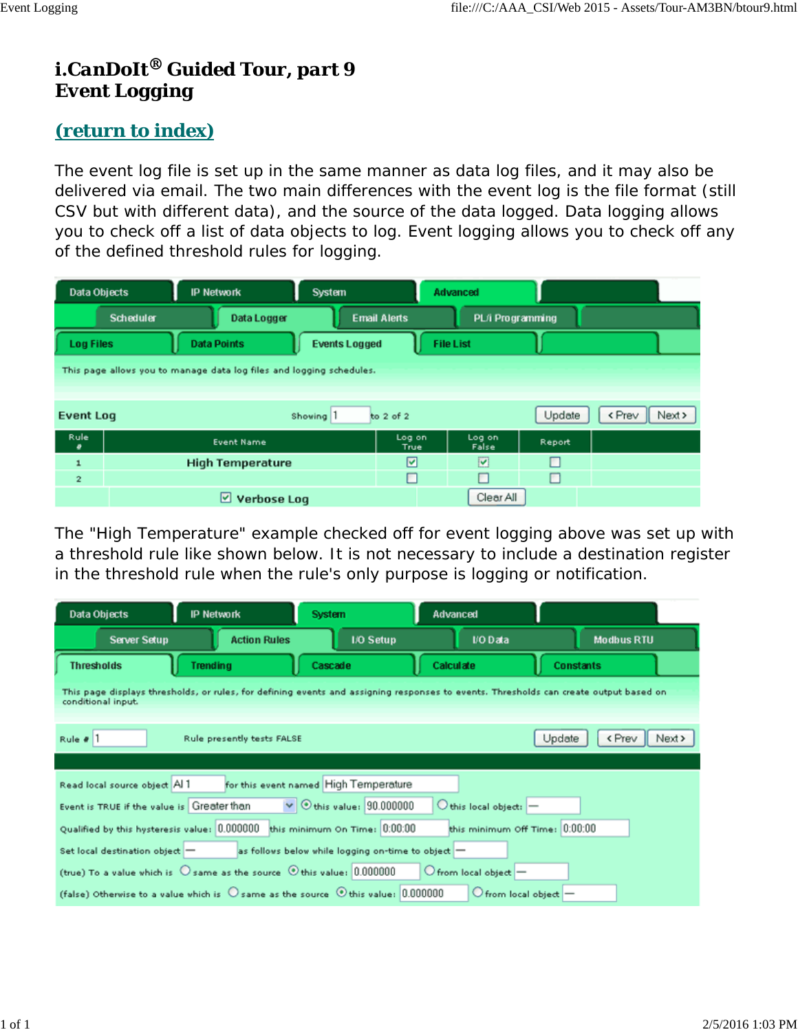# i.CanDoIt® Guided Tour, part 9
# Event Logging

## (return to index)

The event log file is set up in the same manner as data log files, and it may also be delivered via email. The two main differences with the event log is the file format (still CSV but with different data), and the source of the data logged. Data logging allows you to check off a list of data objects to log. Event logging allows you to check off any of the defined threshold rules for logging.

Data Objects | IP Network | System | Advanced

Scheduler | Data Logger | Email Alerts | PL/i Programming

Log Files | Data Points | Events Logged | File List

This page allows you to manage data log files and logging schedules.

**Event Log** — Showing 1 to 2 of 2 — Update — < Prev — Next >

| Rule # | Event Name | Log on True | Log on False | Report |
|---|---|---|---|---|
| 1 | High Temperature | ☑ | ☑ | ☐ |
| 2 | | ☐ | ☐ | ☐ |

☑ Verbose Log — Clear All

The "High Temperature" example checked off for event logging above was set up with a threshold rule like shown below. It is not necessary to include a destination register in the threshold rule when the rule's only purpose is logging or notification.

Data Objects | IP Network | System | Advanced

Server Setup | Action Rules | I/O Setup | I/O Data | Modbus RTU

Thresholds | Trending | Cascade | Calculate | Constants

This page displays thresholds, or rules, for defining events and assigning responses to events. Thresholds can create output based on conditional input.

Rule # 1 — Rule presently tests FALSE — Update — < Prev — Next >

Read local source object AI 1 for this event named High Temperature

Event is TRUE if the value is Greater than ⦿ this value: 90.000000 ○ this local object: —

Qualified by this hysteresis value: 0.000000 this minimum On Time: 0:00:00 this minimum Off Time: 0:00:00

Set local destination object — as follows below while logging on-time to object —

(true) To a value which is ○ same as the source ⦿ this value: 0.000000 ○ from local object —

(false) Otherwise to a value which is ○ same as the source ⦿ this value: 0.000000 ○ from local object —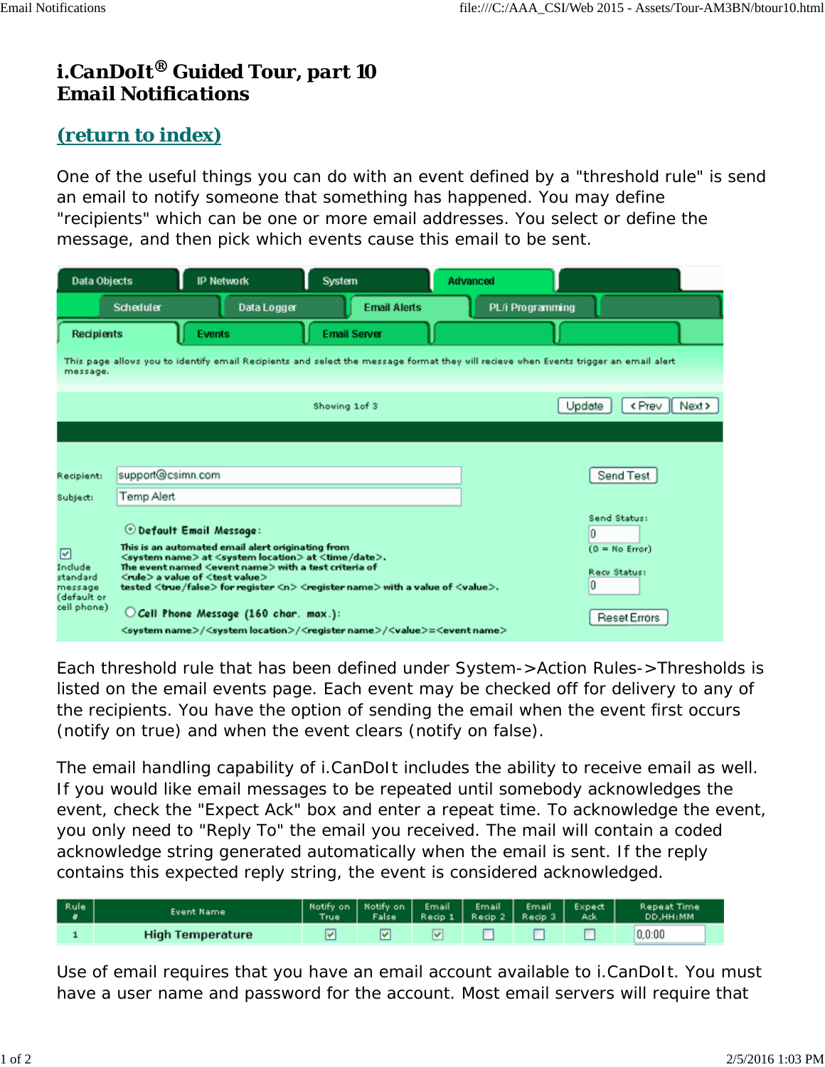# i.CanDoIt® Guided Tour, part 10
# Email Notifications

## (return to index)

One of the useful things you can do with an event defined by a "threshold rule" is send an email to notify someone that something has happened. You may define "recipients" which can be one or more email addresses. You select or define the message, and then pick which events cause this email to be sent.

Data Objects | IP Network | System | Advanced

Scheduler | Data Logger | Email Alerts | PL/i Programming

Recipients | Events | Email Server

This page allows you to identify email Recipients and select the message format they will recieve when Events trigger an email alert message.

Showing 1of 3 — Update | < Prev | Next >

Recipient: support@csimn.com — Send Test

Subject: Temp Alert

Send Status: 0 (0 = No Error)

Recv Status: 0

Reset Errors

☑ Include standard message (default or cell phone)

◉ **Default Email Message:**

**This is an automated email alert originating from <system name> at <system location> at <time/date>. The event named <event name> with a test criteria of <rule> a value of <test value> tested <true/false> for register <n> <register name> with a value of <value>.**

○ **Cell Phone Message (160 char. max.):**

<system name>/<system location>/<register name>/<value>=<event name>

Each threshold rule that has been defined under System->Action Rules->Thresholds is listed on the email events page. Each event may be checked off for delivery to any of the recipients. You have the option of sending the email when the event first occurs (notify on true) and when the event clears (notify on false).

The email handling capability of i.CanDoIt includes the ability to receive email as well. If you would like email messages to be repeated until somebody acknowledges the event, check the "Expect Ack" box and enter a repeat time. To acknowledge the event, you only need to "Reply To" the email you received. The mail will contain a coded acknowledge string generated automatically when the email is sent. If the reply contains this expected reply string, the event is considered acknowledged.

| Rule # | Event Name | Notify on True | Notify on False | Email Recip 1 | Email Recip 2 | Email Recip 3 | Expect Ack | Repeat Time DD,HH:MM |
|---|---|---|---|---|---|---|---|---|
| 1 | High Temperature | ☑ | ☑ | ☑ | ☐ | ☐ | ☐ | 0,0:00 |

Use of email requires that you have an email account available to i.CanDoIt. You must have a user name and password for the account. Most email servers will require that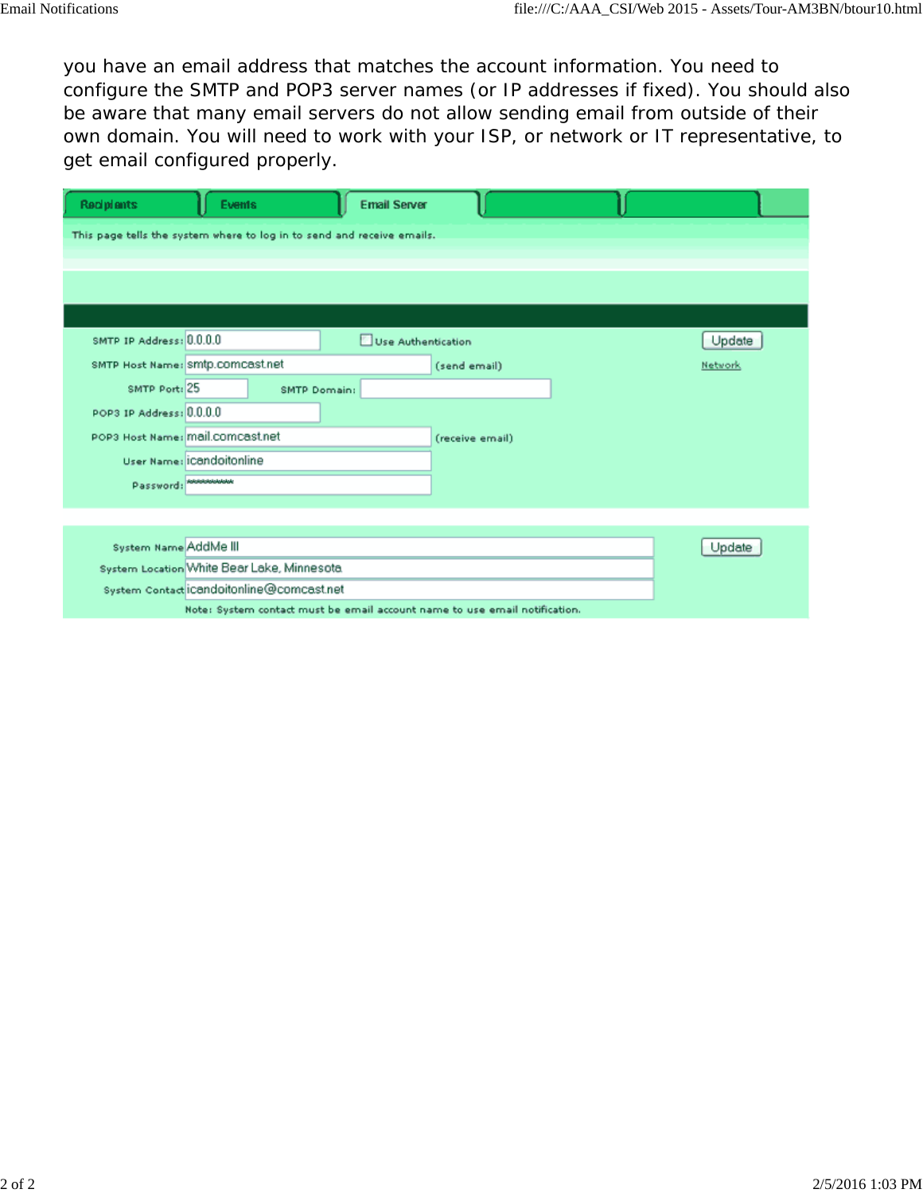you have an email address that matches the account information. You need to configure the SMTP and POP3 server names (or IP addresses if fixed). You should also be aware that many email servers do not allow sending email from outside of their own domain. You will need to work with your ISP, or network or IT representative, to get email configured properly.

Recipients | Events | Email Server

This page tells the system where to log in to send and receive emails.

| Field | Value | | |
|---|---|---|---|
| SMTP IP Address: | 0.0.0.0 | ☐ Use Authentication | Update |
| SMTP Host Name: | smtp.comcast.net | (send email) | Network |
| SMTP Port: | 25 | SMTP Domain: | |
| POP3 IP Address: | 0.0.0.0 | | |
| POP3 Host Name: | mail.comcast.net | (receive email) | |
| User Name: | icandoitonline | | |
| Password: | ********** | | |

| Field | Value | |
|---|---|---|
| System Name | AddMe III | Update |
| System Location | White Bear Lake, Minnesota | |
| System Contact | icandoitonline@comcast.net | |

Note: System contact must be email account name to use email notification.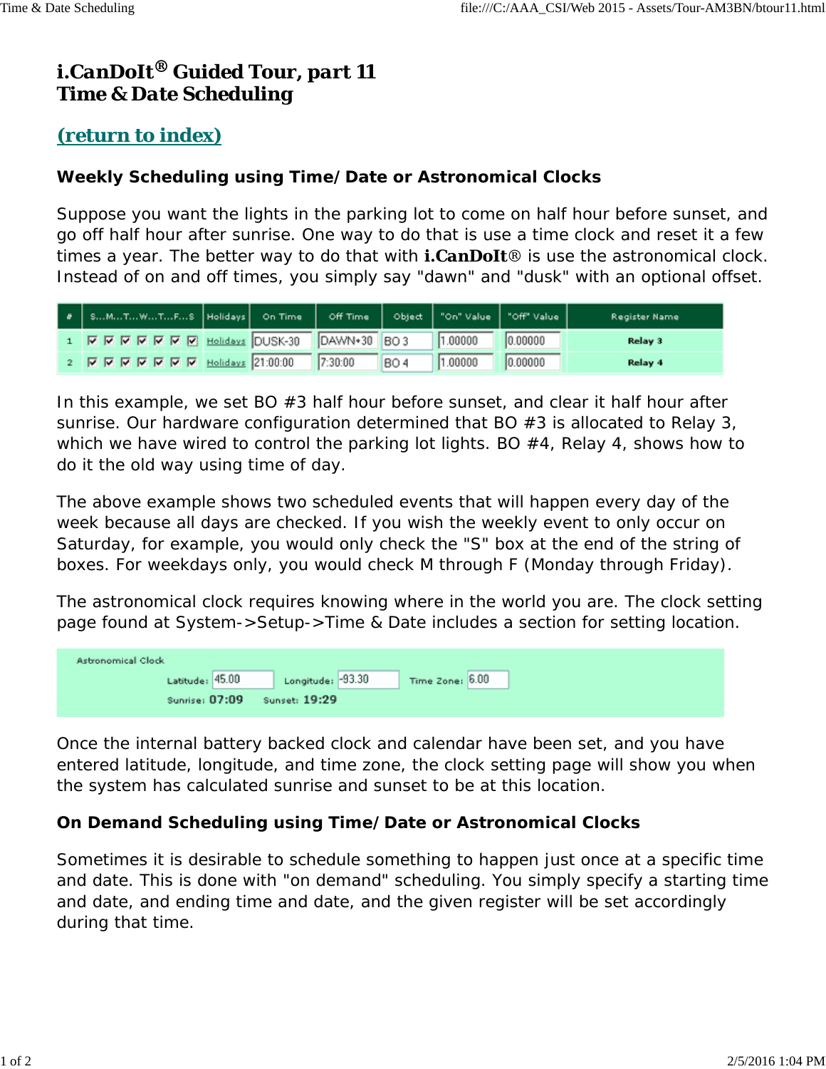# i.CanDoIt® Guided Tour, part 11
# Time & Date Scheduling

## (return to index)

### Weekly Scheduling using Time/Date or Astronomical Clocks

Suppose you want the lights in the parking lot to come on half hour before sunset, and go off half hour after sunrise. One way to do that is use a time clock and reset it a few times a year. The better way to do that with **i.CanDoIt**® is use the astronomical clock. Instead of on and off times, you simply say "dawn" and "dusk" with an optional offset.

| # | S...M...T...W...T...F...S | Holidays | On Time | Off Time | Object | "On" Value | "Off" Value | Register Name |
|---|---|---|---|---|---|---|---|---|
| 1 | ☑ ☑ ☑ ☑ ☑ ☑ ☑ | Holidays | DUSK-30 | DAWN+30 | BO 3 | 1.00000 | 0.00000 | Relay 3 |
| 2 | ☑ ☑ ☑ ☑ ☑ ☑ ☑ | Holidays | 21:00:00 | 7:30:00 | BO 4 | 1.00000 | 0.00000 | Relay 4 |

In this example, we set BO #3 half hour before sunset, and clear it half hour after sunrise. Our hardware configuration determined that BO #3 is allocated to Relay 3, which we have wired to control the parking lot lights. BO #4, Relay 4, shows how to do it the old way using time of day.

The above example shows two scheduled events that will happen every day of the week because all days are checked. If you wish the weekly event to only occur on Saturday, for example, you would only check the "S" box at the end of the string of boxes. For weekdays only, you would check M through F (Monday through Friday).

The astronomical clock requires knowing where in the world you are. The clock setting page found at System->Setup->Time & Date includes a section for setting location.

Astronomical Clock

| Latitude: | 45.00 | Longitude: | -93.30 | Time Zone: | 6.00 |
|---|---|---|---|---|---|
| Sunrise: | 07:09 | Sunset: | 19:29 | | |

Once the internal battery backed clock and calendar have been set, and you have entered latitude, longitude, and time zone, the clock setting page will show you when the system has calculated sunrise and sunset to be at this location.

### On Demand Scheduling using Time/Date or Astronomical Clocks

Sometimes it is desirable to schedule something to happen just once at a specific time and date. This is done with "on demand" scheduling. You simply specify a starting time and date, and ending time and date, and the given register will be set accordingly during that time.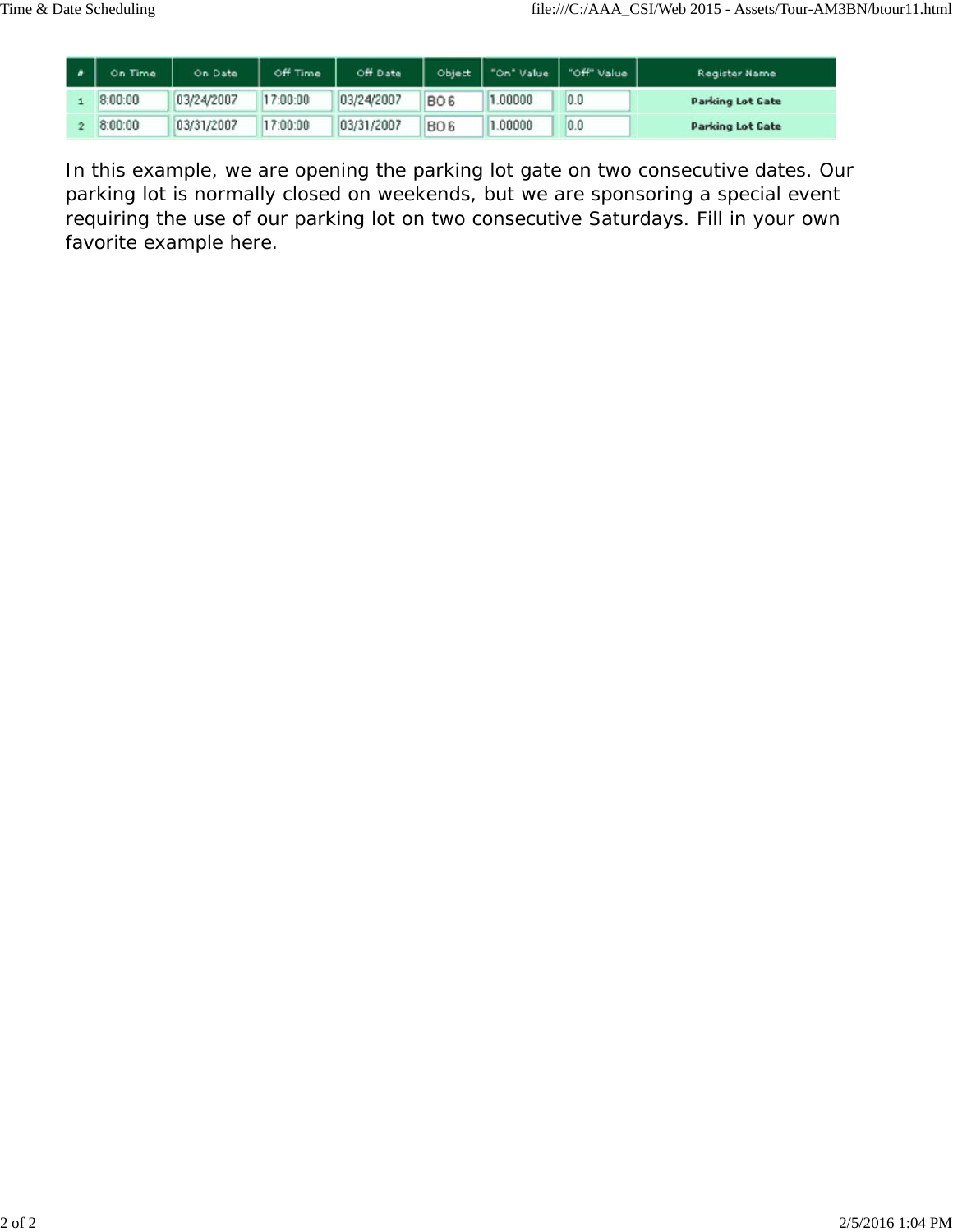| # | On Time | On Date | Off Time | Off Date | Object | "On" Value | "Off" Value | Register Name |
|---|---|---|---|---|---|---|---|---|
| 1 | 8:00:00 | 03/24/2007 | 17:00:00 | 03/24/2007 | BO 6 | 1.00000 | 0.0 | Parking Lot Gate |
| 2 | 8:00:00 | 03/31/2007 | 17:00:00 | 03/31/2007 | BO 6 | 1.00000 | 0.0 | Parking Lot Gate |

In this example, we are opening the parking lot gate on two consecutive dates. Our parking lot is normally closed on weekends, but we are sponsoring a special event requiring the use of our parking lot on two consecutive Saturdays. Fill in your own favorite example here.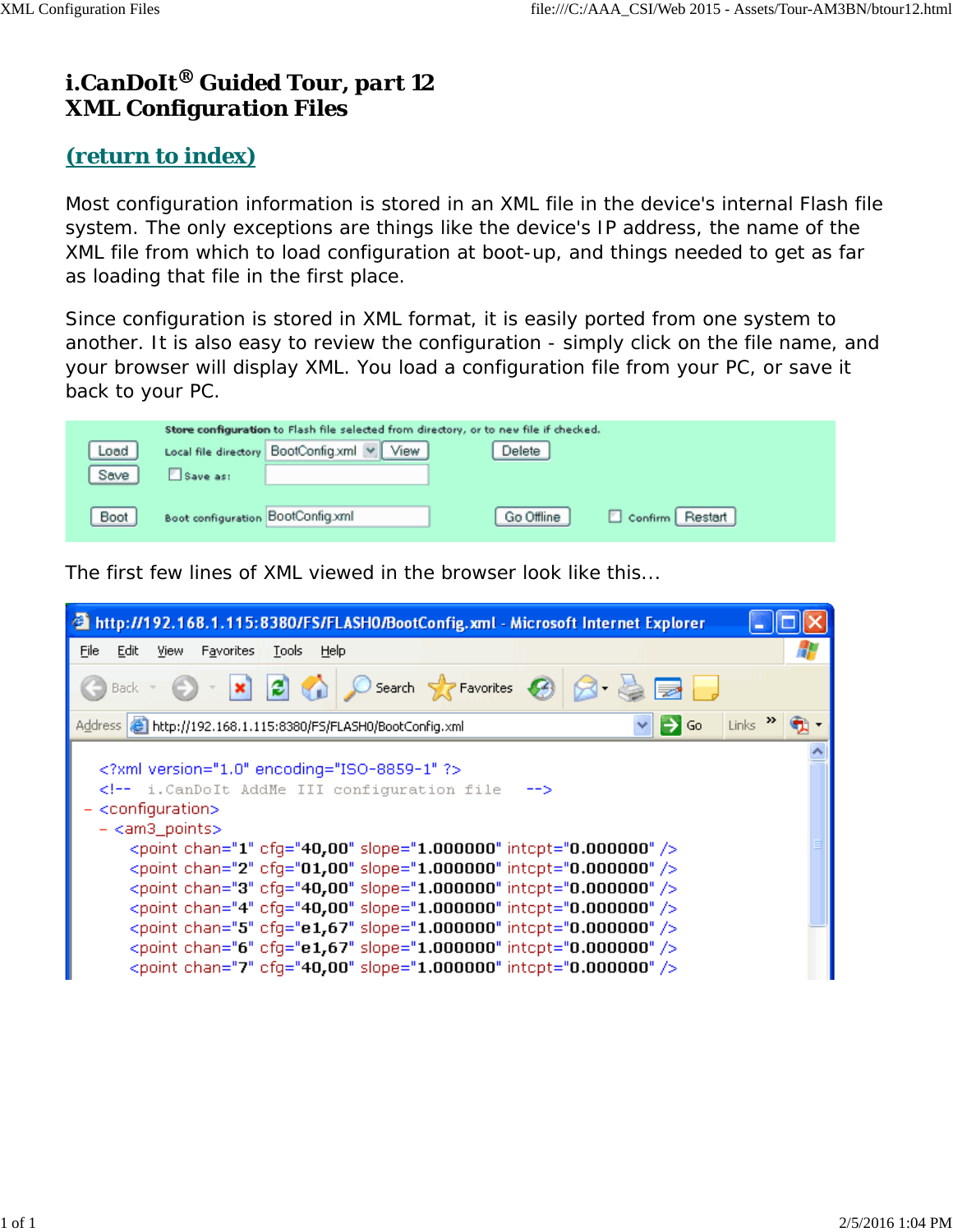# i.CanDoIt® Guided Tour, part 12
# XML Configuration Files

## (return to index)

Most configuration information is stored in an XML file in the device's internal Flash file system. The only exceptions are things like the device's IP address, the name of the XML file from which to load configuration at boot-up, and things needed to get as far as loading that file in the first place.

Since configuration is stored in XML format, it is easily ported from one system to another. It is also easy to review the configuration - simply click on the file name, and your browser will display XML. You load a configuration file from your PC, or save it back to your PC.

The first few lines of XML viewed in the browser look like this...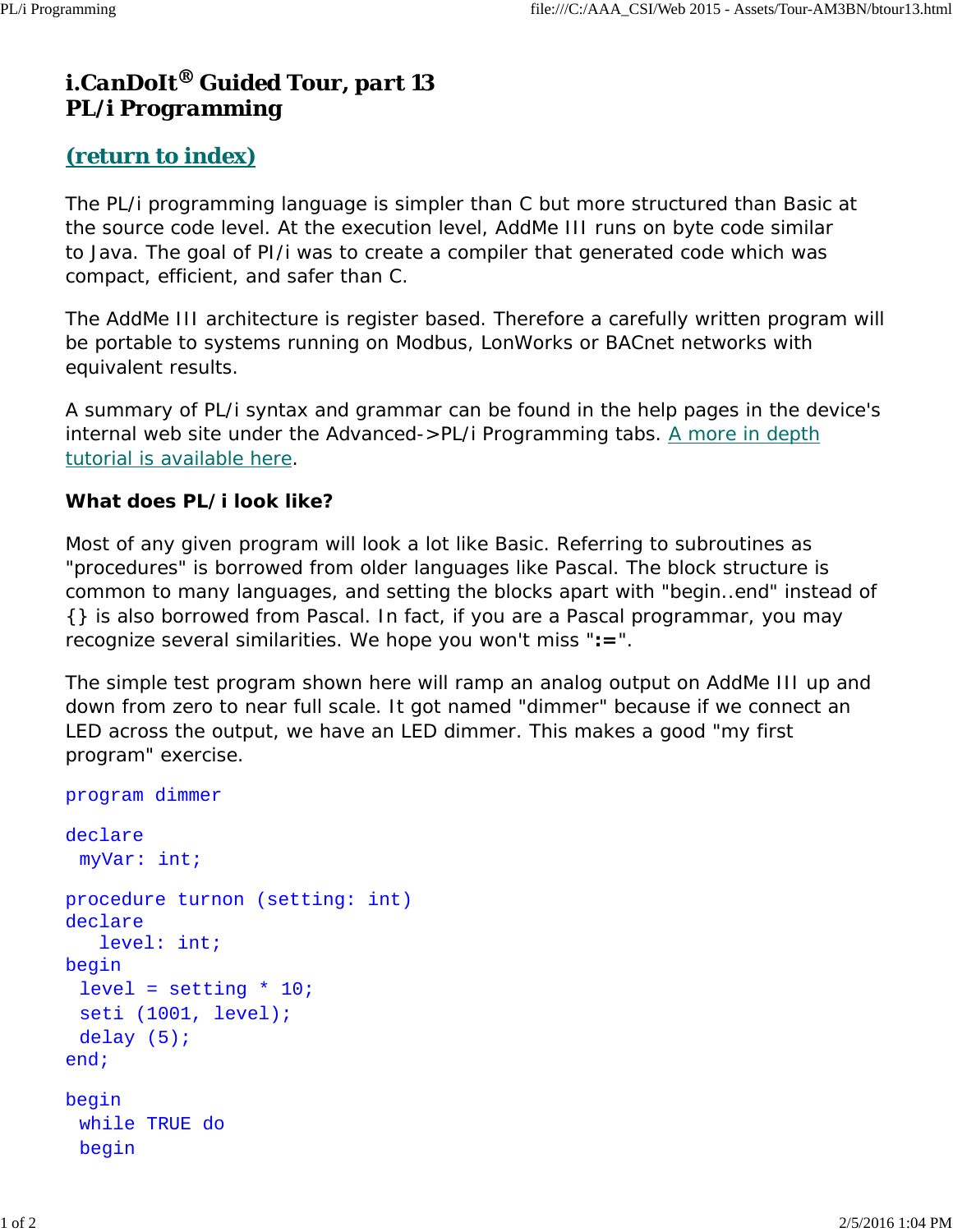# i.CanDoIt® Guided Tour, part 13
# PL/i Programming

## (return to index)

The PL/i programming language is simpler than C but more structured than Basic at the source code level. At the execution level, AddMe III runs on byte code similar to Java. The goal of Pl/i was to create a compiler that generated code which was compact, efficient, and safer than C.

The AddMe III architecture is register based. Therefore a carefully written program will be portable to systems running on Modbus, LonWorks or BACnet networks with equivalent results.

A summary of PL/i syntax and grammar can be found in the help pages in the device's internal web site under the Advanced->PL/i Programming tabs. A more in depth tutorial is available here.

**What does PL/i look like?**

Most of any given program will look a lot like Basic. Referring to subroutines as "procedures" is borrowed from older languages like Pascal. The block structure is common to many languages, and setting the blocks apart with "begin..end" instead of {} is also borrowed from Pascal. In fact, if you are a Pascal programmar, you may recognize several similarities. We hope you won't miss "**:=**".

The simple test program shown here will ramp an analog output on AddMe III up and down from zero to near full scale. It got named "dimmer" because if we connect an LED across the output, we have an LED dimmer. This makes a good "my first program" exercise.

```
program dimmer

declare
 myVar: int;

procedure turnon (setting: int)
declare
   level: int;
begin
 level = setting * 10;
 seti (1001, level);
 delay (5);
end;

begin
 while TRUE do
 begin
```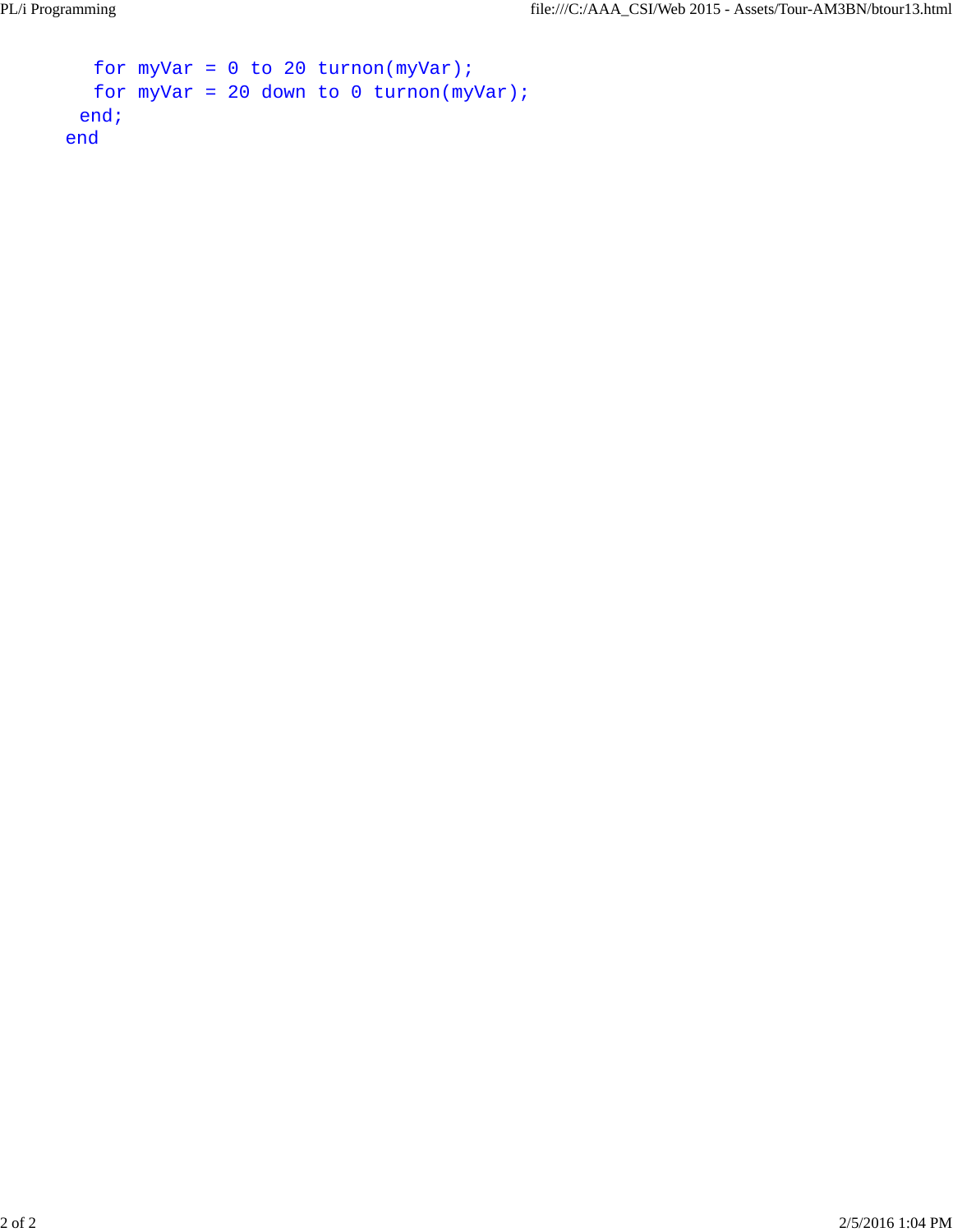```
    for myVar = 0 to 20 turnon(myVar);
    for myVar = 20 down to 0 turnon(myVar);
  end;
end
```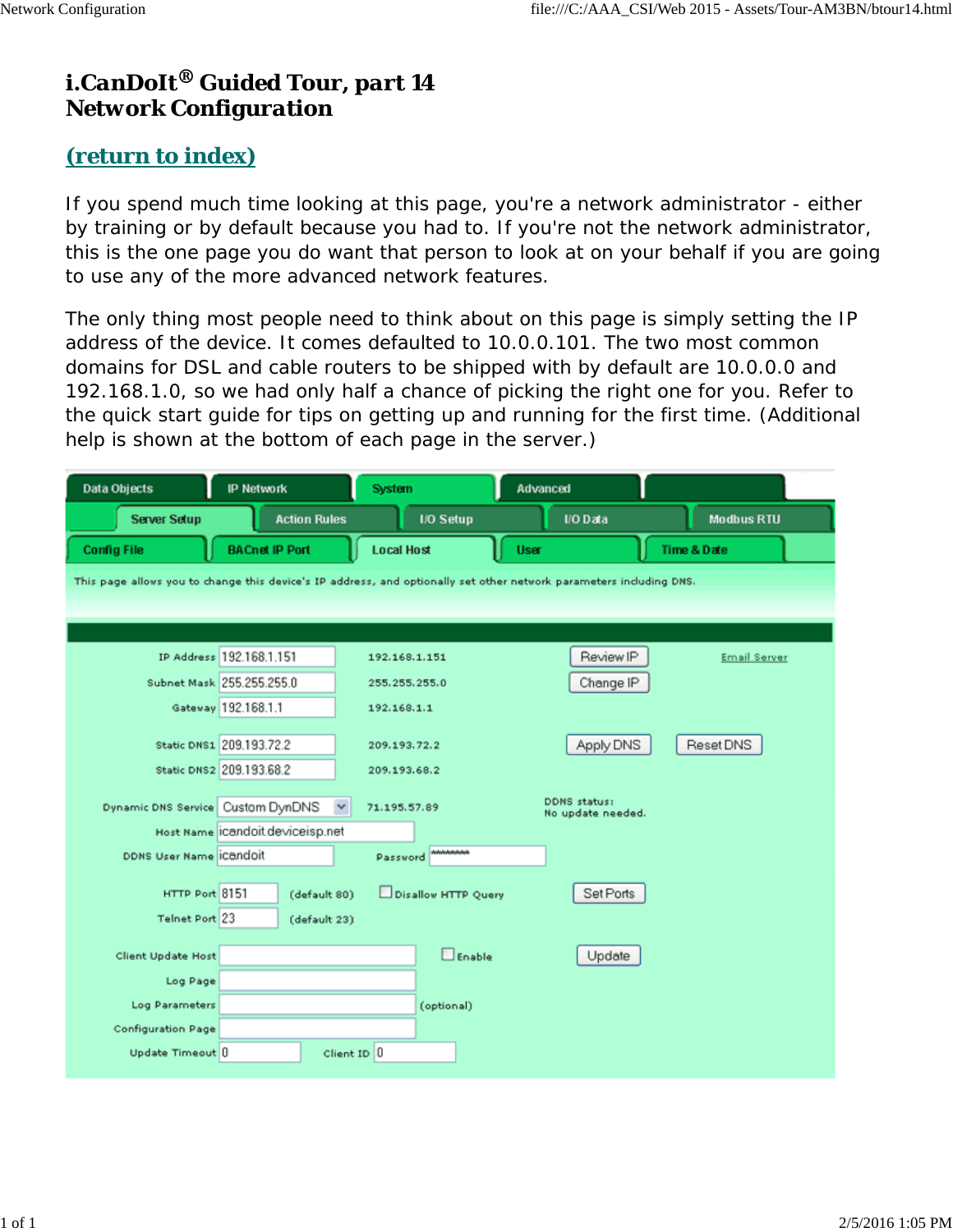# i.CanDoIt® Guided Tour, part 14
# Network Configuration

## [(return to index)]

If you spend much time looking at this page, you're a network administrator - either by training or by default because you had to. If you're not the network administrator, this is the one page you do want that person to look at on your behalf if you are going to use any of the more advanced network features.

The only thing most people need to think about on this page is simply setting the IP address of the device. It comes defaulted to 10.0.0.101. The two most common domains for DSL and cable routers to be shipped with by default are 10.0.0.0 and 192.168.1.0, so we had only half a chance of picking the right one for you. Refer to the quick start guide for tips on getting up and running for the first time. (Additional help is shown at the bottom of each page in the server.)

Data Objects | IP Network | System | Advanced

Server Setup | Action Rules | I/O Setup | I/O Data | Modbus RTU

Config File | BACnet IP Port | Local Host | User | Time & Date

This page allows you to change this device's IP address, and optionally set other network parameters including DNS.

| Field | Value | Current | | |
|---|---|---|---|---|
| IP Address | 192.168.1.151 | 192.168.1.151 | Review IP | Email Server |
| Subnet Mask | 255.255.255.0 | 255.255.255.0 | Change IP | |
| Gateway | 192.168.1.1 | 192.168.1.1 | | |
| Static DNS1 | 209.193.72.2 | 209.193.72.2 | Apply DNS | Reset DNS |
| Static DNS2 | 209.193.68.2 | 209.193.68.2 | | |
| Dynamic DNS Service | Custom DynDNS | 71.195.57.89 | DDNS status: No update needed. | |
| Host Name | icandoit.deviceisp.net | | | |
| DDNS User Name | icandoit | Password ******** | | |
| HTTP Port | 8151 | (default 80) | Disallow HTTP Query | Set Ports |
| Telnet Port | 23 | (default 23) | | |
| Client Update Host | | Enable | Update | |
| Log Page | | | | |
| Log Parameters | | (optional) | | |
| Configuration Page | | | | |
| Update Timeout | 0 | Client ID 0 | | |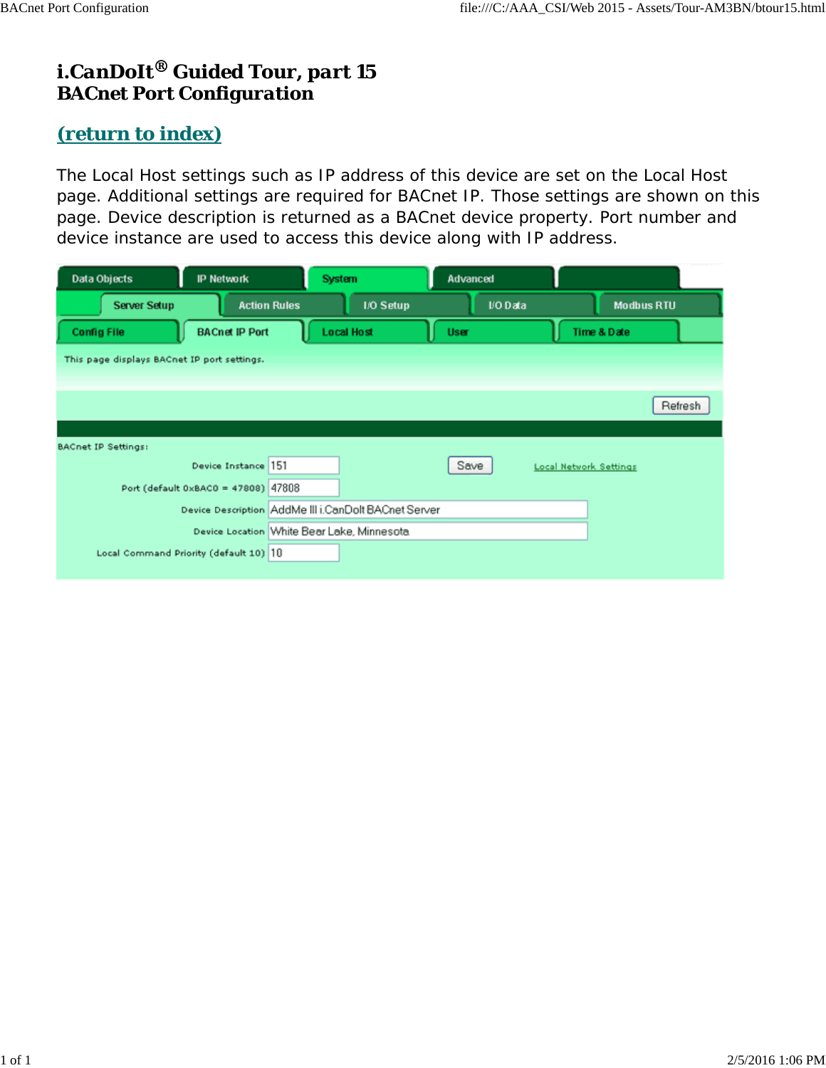# i.CanDoIt® Guided Tour, part 15
# BACnet Port Configuration

## (return to index)

The Local Host settings such as IP address of this device are set on the Local Host page. Additional settings are required for BACnet IP. Those settings are shown on this page. Device description is returned as a BACnet device property. Port number and device instance are used to access this device along with IP address.

Data Objects | IP Network | System | Advanced

Server Setup | Action Rules | I/O Setup | I/O Data | Modbus RTU

Config File | BACnet IP Port | Local Host | User | Time & Date

This page displays BACnet IP port settings.

Refresh

BACnet IP Settings:

| Field | Value |
| --- | --- |
| Device Instance | 151 |
| Port (default 0xBAC0 = 47808) | 47808 |
| Device Description | AddMe III i.CanDoIt BACnet Server |
| Device Location | White Bear Lake, Minnesota |
| Local Command Priority (default 10) | 10 |

Save

Local Network Settings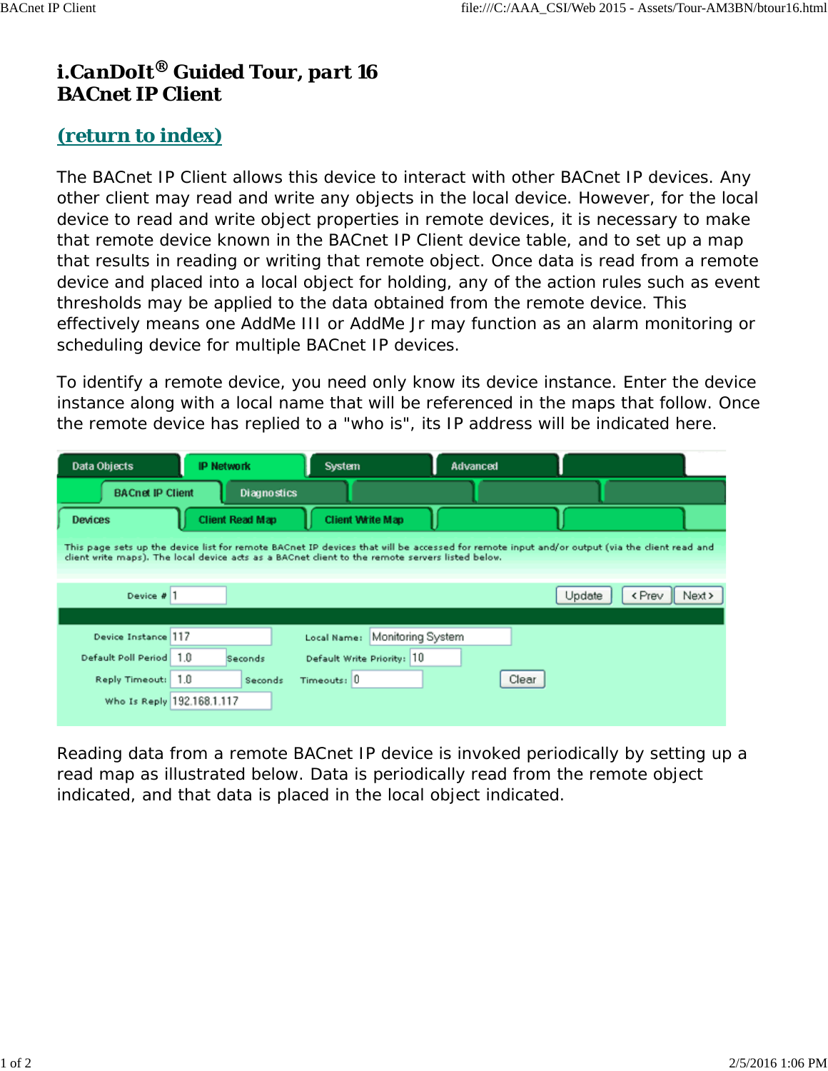# i.CanDoIt® Guided Tour, part 16
# BACnet IP Client

## (return to index)

The BACnet IP Client allows this device to interact with other BACnet IP devices. Any other client may read and write any objects in the local device. However, for the local device to read and write object properties in remote devices, it is necessary to make that remote device known in the BACnet IP Client device table, and to set up a map that results in reading or writing that remote object. Once data is read from a remote device and placed into a local object for holding, any of the action rules such as event thresholds may be applied to the data obtained from the remote device. This effectively means one AddMe III or AddMe Jr may function as an alarm monitoring or scheduling device for multiple BACnet IP devices.

To identify a remote device, you need only know its device instance. Enter the device instance along with a local name that will be referenced in the maps that follow. Once the remote device has replied to a "who is", its IP address will be indicated here.

Data Objects | IP Network | System | Advanced

BACnet IP Client | Diagnostics

Devices | Client Read Map | Client Write Map

This page sets up the device list for remote BACnet IP devices that will be accessed for remote input and/or output (via the client read and client write maps). The local device acts as a BACnet client to the remote servers listed below.

Device # 1 [Update] [< Prev] [Next >]

| | | | |
|---|---|---|---|
| Device Instance | 117 | Local Name: | Monitoring System |
| Default Poll Period | 1.0 Seconds | Default Write Priority: | 10 |
| Reply Timeout: | 1.0 Seconds | Timeouts: | 0 [Clear] |
| Who Is Reply | 192.168.1.117 | | |

Reading data from a remote BACnet IP device is invoked periodically by setting up a read map as illustrated below. Data is periodically read from the remote object indicated, and that data is placed in the local object indicated.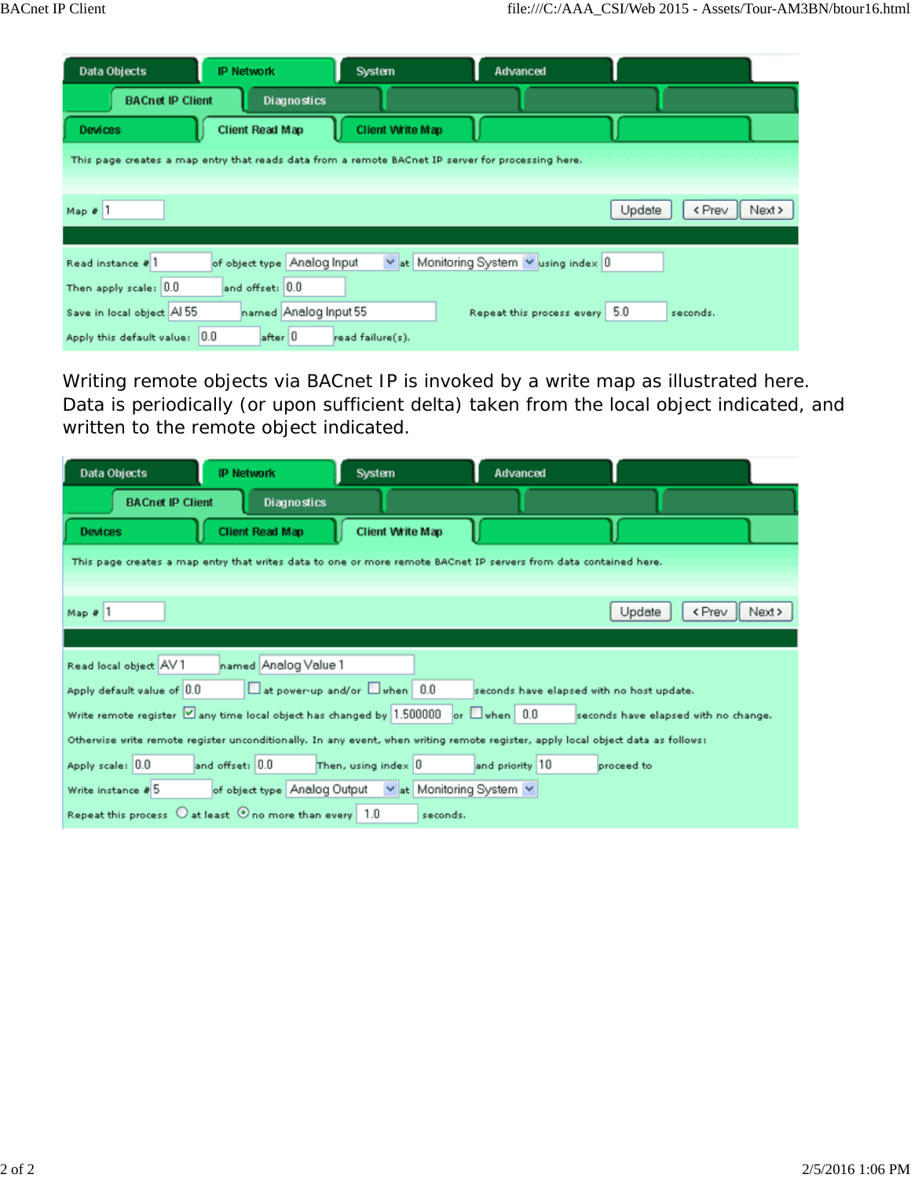Data Objects | IP Network | System | Advanced

BACnet IP Client | Diagnostics

Devices | Client Read Map | Client Write Map

This page creates a map entry that reads data from a remote BACnet IP server for processing here.

Map # 1 — Update | < Prev | Next >

Read instance # 1 of object type Analog Input at Monitoring System using index 0

Then apply scale: 0.0 and offset: 0.0

Save in local object AI 55 named Analog Input 55 — Repeat this process every 5.0 seconds.

Apply this default value: 0.0 after 0 read failure(s).

Writing remote objects via BACnet IP is invoked by a write map as illustrated here. Data is periodically (or upon sufficient delta) taken from the local object indicated, and written to the remote object indicated.

Data Objects | IP Network | System | Advanced

BACnet IP Client | Diagnostics

Devices | Client Read Map | Client Write Map

This page creates a map entry that writes data to one or more remote BACnet IP servers from data contained here.

Map # 1 — Update | < Prev | Next >

Read local object AV 1 named Analog Value 1

Apply default value of 0.0 ☐ at power-up and/or ☐ when 0.0 seconds have elapsed with no host update.

Write remote register ☑ any time local object has changed by 1.500000 or ☐ when 0.0 seconds have elapsed with no change.

Otherwise write remote register unconditionally. In any event, when writing remote register, apply local object data as follows:

Apply scale: 0.0 and offset: 0.0 Then, using index 0 and priority 10 proceed to

Write instance # 5 of object type Analog Output at Monitoring System

Repeat this process ○ at least ◉ no more than every 1.0 seconds.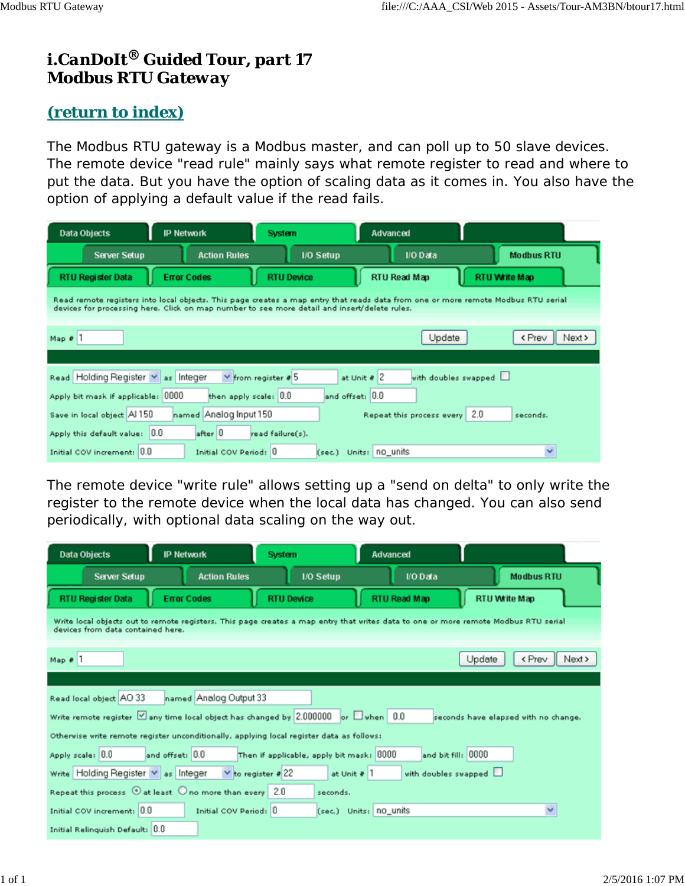# i.CanDoIt® Guided Tour, part 17
# Modbus RTU Gateway

## (return to index)

The Modbus RTU gateway is a Modbus master, and can poll up to 50 slave devices. The remote device "read rule" mainly says what remote register to read and where to put the data. But you have the option of scaling data as it comes in. You also have the option of applying a default value if the read fails.

Data Objects | IP Network | System | Advanced

Server Setup | Action Rules | I/O Setup | I/O Data | Modbus RTU

RTU Register Data | Error Codes | RTU Device | RTU Read Map | RTU Write Map

Read remote registers into local objects. This page creates a map entry that reads data from one or more remote Modbus RTU serial devices for processing here. Click on map number to see more detail and insert/delete rules.

Map # 1 | Update | < Prev | Next >

Read Holding Register as Integer from register # 5 at Unit # 2 with doubles swapped ☐

Apply bit mask if applicable: 0000 then apply scale: 0.0 and offset: 0.0

Save in local object AI 150 named Analog Input 150 Repeat this process every 2.0 seconds.

Apply this default value: 0.0 after 0 read failure(s).

Initial COV increment: 0.0 Initial COV Period: 0 (sec.) Units: no_units

The remote device "write rule" allows setting up a "send on delta" to only write the register to the remote device when the local data has changed. You can also send periodically, with optional data scaling on the way out.

Data Objects | IP Network | System | Advanced

Server Setup | Action Rules | I/O Setup | I/O Data | Modbus RTU

RTU Register Data | Error Codes | RTU Device | RTU Read Map | RTU Write Map

Write local objects out to remote registers. This page creates a map entry that writes data to one or more remote Modbus RTU serial devices from data contained here.

Map # 1 | Update | < Prev | Next >

Read local object AO 33 named Analog Output 33

Write remote register ☑ any time local object has changed by 2.000000 or ☐ when 0.0 seconds have elapsed with no change.

Otherwise write remote register unconditionally, applying local register data as follows:

Apply scale: 0.0 and offset: 0.0 Then if applicable, apply bit mask: 0000 and bit fill: 0000

Write Holding Register as Integer to register # 22 at Unit # 1 with doubles swapped ☐

Repeat this process ◉ at least ○ no more than every 2.0 seconds.

Initial COV increment: 0.0 Initial COV Period: 0 (sec.) Units: no_units

Initial Relinquish Default: 0.0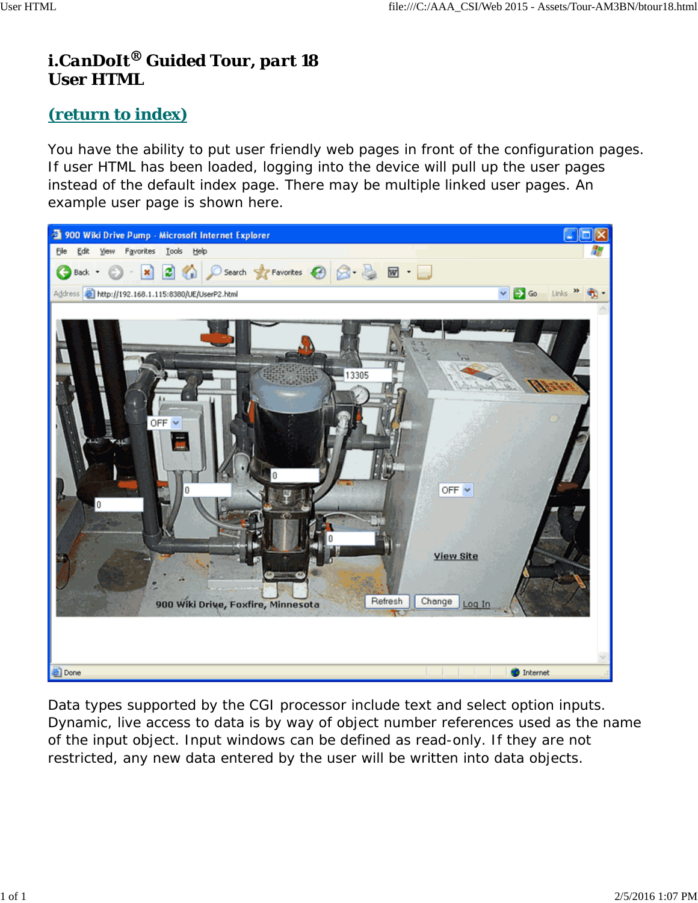# i.CanDoIt® Guided Tour, part 18
# User HTML

## [(return to index)]

You have the ability to put user friendly web pages in front of the configuration pages. If user HTML has been loaded, logging into the device will pull up the user pages instead of the default index page. There may be multiple linked user pages. An example user page is shown here.

Data types supported by the CGI processor include text and select option inputs. Dynamic, live access to data is by way of object number references used as the name of the input object. Input windows can be defined as read-only. If they are not restricted, any new data entered by the user will be written into data objects.